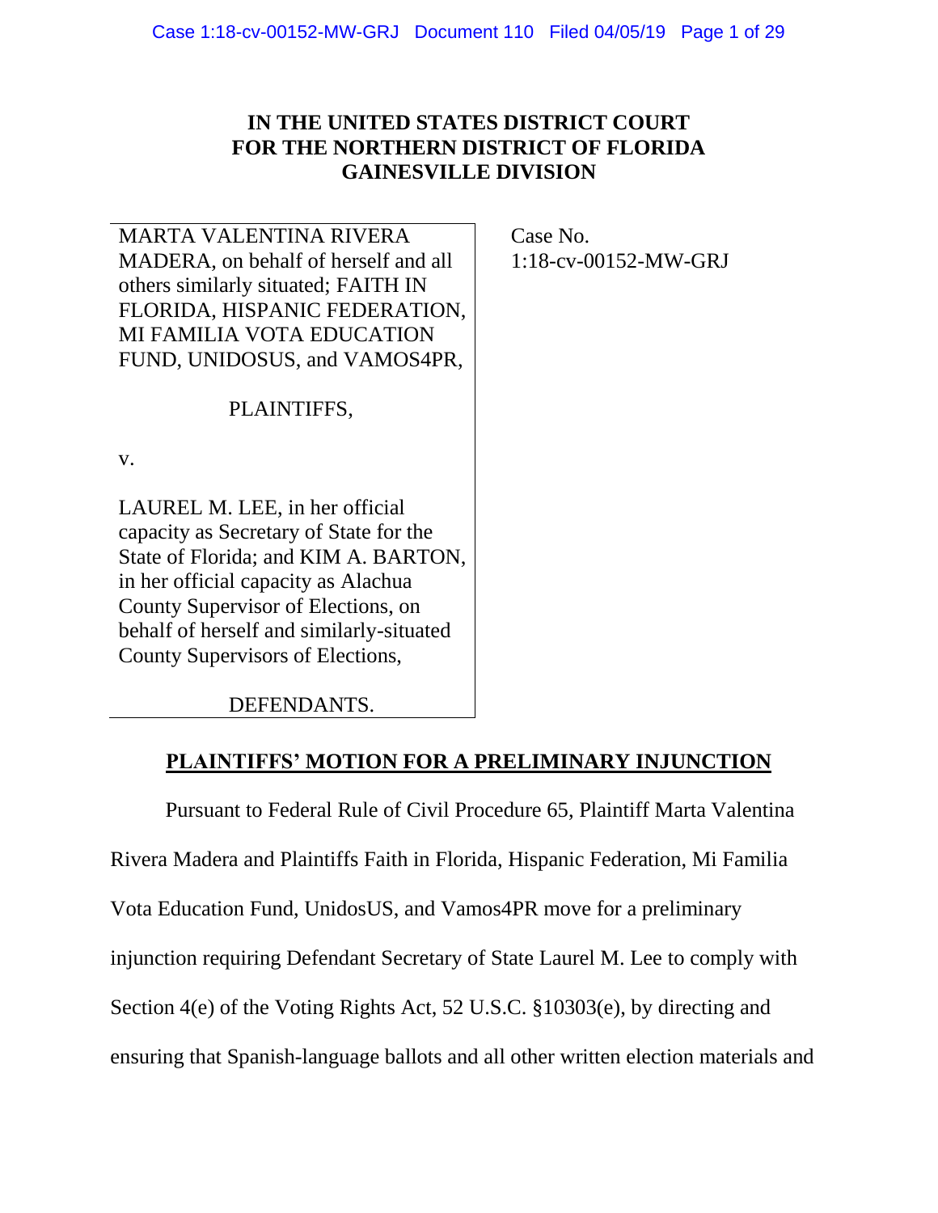**IN THE UNITED STATES DISTRICT COURT**
**FOR THE NORTHERN DISTRICT OF FLORIDA**
**GAINESVILLE DIVISION**

MARTA VALENTINA RIVERA MADERA, on behalf of herself and all others similarly situated; FAITH IN FLORIDA, HISPANIC FEDERATION, MI FAMILIA VOTA EDUCATION FUND, UNIDOSUS, and VAMOS4PR,

PLAINTIFFS,

v.

LAUREL M. LEE, in her official capacity as Secretary of State for the State of Florida; and KIM A. BARTON, in her official capacity as Alachua County Supervisor of Elections, on behalf of herself and similarly-situated County Supervisors of Elections,

DEFENDANTS.

Case No. 1:18-cv-00152-MW-GRJ

## PLAINTIFFS' MOTION FOR A PRELIMINARY INJUNCTION

Pursuant to Federal Rule of Civil Procedure 65, Plaintiff Marta Valentina Rivera Madera and Plaintiffs Faith in Florida, Hispanic Federation, Mi Familia Vota Education Fund, UnidosUS, and Vamos4PR move for a preliminary injunction requiring Defendant Secretary of State Laurel M. Lee to comply with Section 4(e) of the Voting Rights Act, 52 U.S.C. §10303(e), by directing and ensuring that Spanish-language ballots and all other written election materials and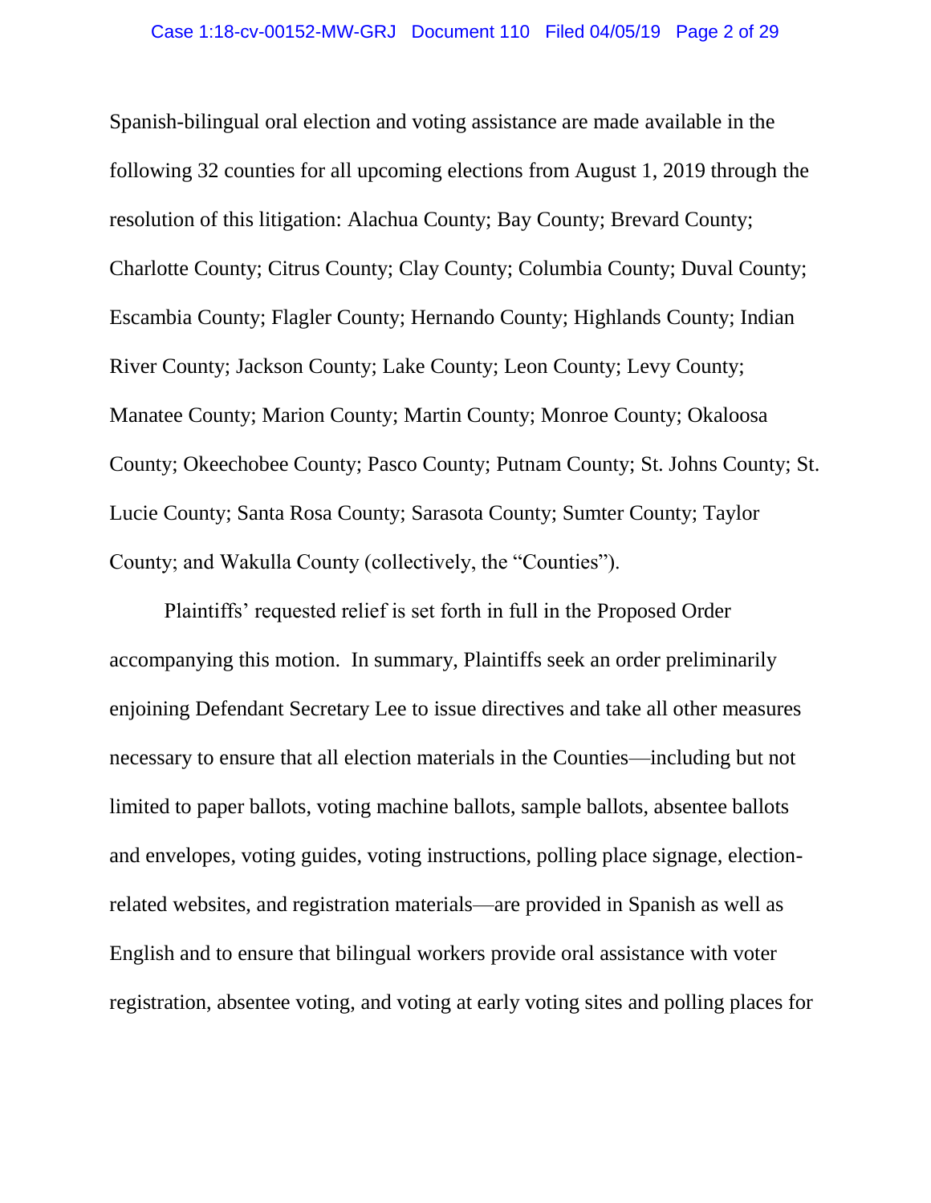Spanish-bilingual oral election and voting assistance are made available in the following 32 counties for all upcoming elections from August 1, 2019 through the resolution of this litigation: Alachua County; Bay County; Brevard County; Charlotte County; Citrus County; Clay County; Columbia County; Duval County; Escambia County; Flagler County; Hernando County; Highlands County; Indian River County; Jackson County; Lake County; Leon County; Levy County; Manatee County; Marion County; Martin County; Monroe County; Okaloosa County; Okeechobee County; Pasco County; Putnam County; St. Johns County; St. Lucie County; Santa Rosa County; Sarasota County; Sumter County; Taylor County; and Wakulla County (collectively, the "Counties").

Plaintiffs' requested relief is set forth in full in the Proposed Order accompanying this motion. In summary, Plaintiffs seek an order preliminarily enjoining Defendant Secretary Lee to issue directives and take all other measures necessary to ensure that all election materials in the Counties—including but not limited to paper ballots, voting machine ballots, sample ballots, absentee ballots and envelopes, voting guides, voting instructions, polling place signage, election-related websites, and registration materials—are provided in Spanish as well as English and to ensure that bilingual workers provide oral assistance with voter registration, absentee voting, and voting at early voting sites and polling places for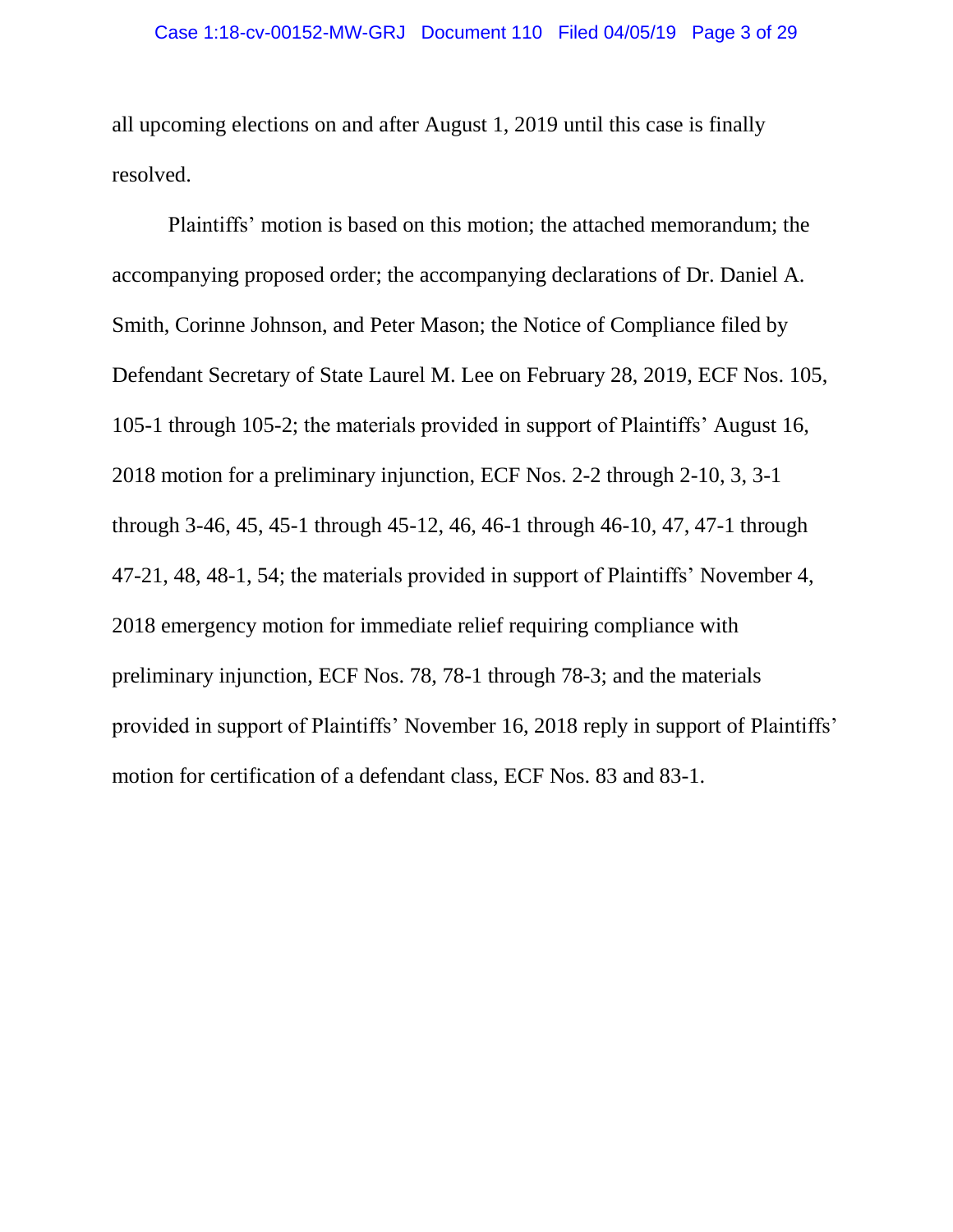all upcoming elections on and after August 1, 2019 until this case is finally resolved.

Plaintiffs' motion is based on this motion; the attached memorandum; the accompanying proposed order; the accompanying declarations of Dr. Daniel A. Smith, Corinne Johnson, and Peter Mason; the Notice of Compliance filed by Defendant Secretary of State Laurel M. Lee on February 28, 2019, ECF Nos. 105, 105-1 through 105-2; the materials provided in support of Plaintiffs' August 16, 2018 motion for a preliminary injunction, ECF Nos. 2-2 through 2-10, 3, 3-1 through 3-46, 45, 45-1 through 45-12, 46, 46-1 through 46-10, 47, 47-1 through 47-21, 48, 48-1, 54; the materials provided in support of Plaintiffs' November 4, 2018 emergency motion for immediate relief requiring compliance with preliminary injunction, ECF Nos. 78, 78-1 through 78-3; and the materials provided in support of Plaintiffs' November 16, 2018 reply in support of Plaintiffs' motion for certification of a defendant class, ECF Nos. 83 and 83-1.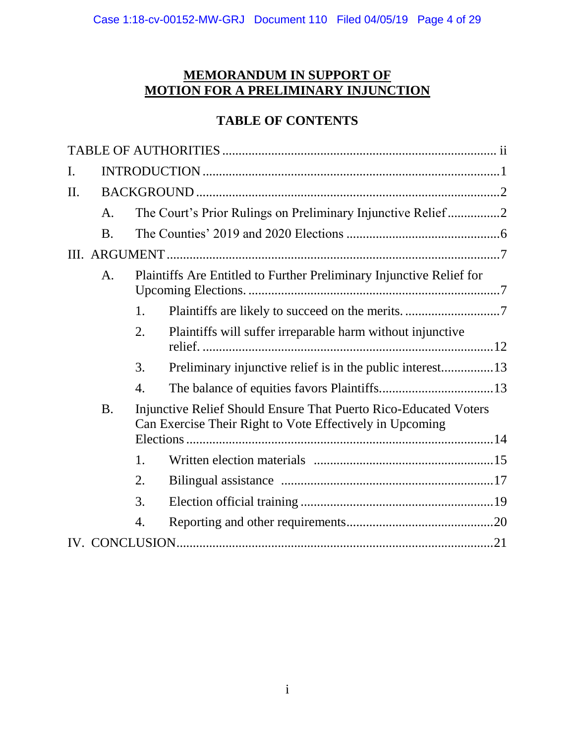## MEMORANDUM IN SUPPORT OF MOTION FOR A PRELIMINARY INJUNCTION

## TABLE OF CONTENTS

TABLE OF AUTHORITIES .......... ii

I. INTRODUCTION .......... 1

II. BACKGROUND .......... 2

- A. The Court's Prior Rulings on Preliminary Injunctive Relief .......... 2
- B. The Counties' 2019 and 2020 Elections .......... 6

III. ARGUMENT .......... 7

- A. Plaintiffs Are Entitled to Further Preliminary Injunctive Relief for Upcoming Elections. .......... 7
  1. Plaintiffs are likely to succeed on the merits. .......... 7
  2. Plaintiffs will suffer irreparable harm without injunctive relief. .......... 12
  3. Preliminary injunctive relief is in the public interest .......... 13
  4. The balance of equities favors Plaintiffs .......... 13
- B. Injunctive Relief Should Ensure That Puerto Rico-Educated Voters Can Exercise Their Right to Vote Effectively in Upcoming Elections .......... 14
  1. Written election materials .......... 15
  2. Bilingual assistance .......... 17
  3. Election official training .......... 19
  4. Reporting and other requirements .......... 20

IV. CONCLUSION .......... 21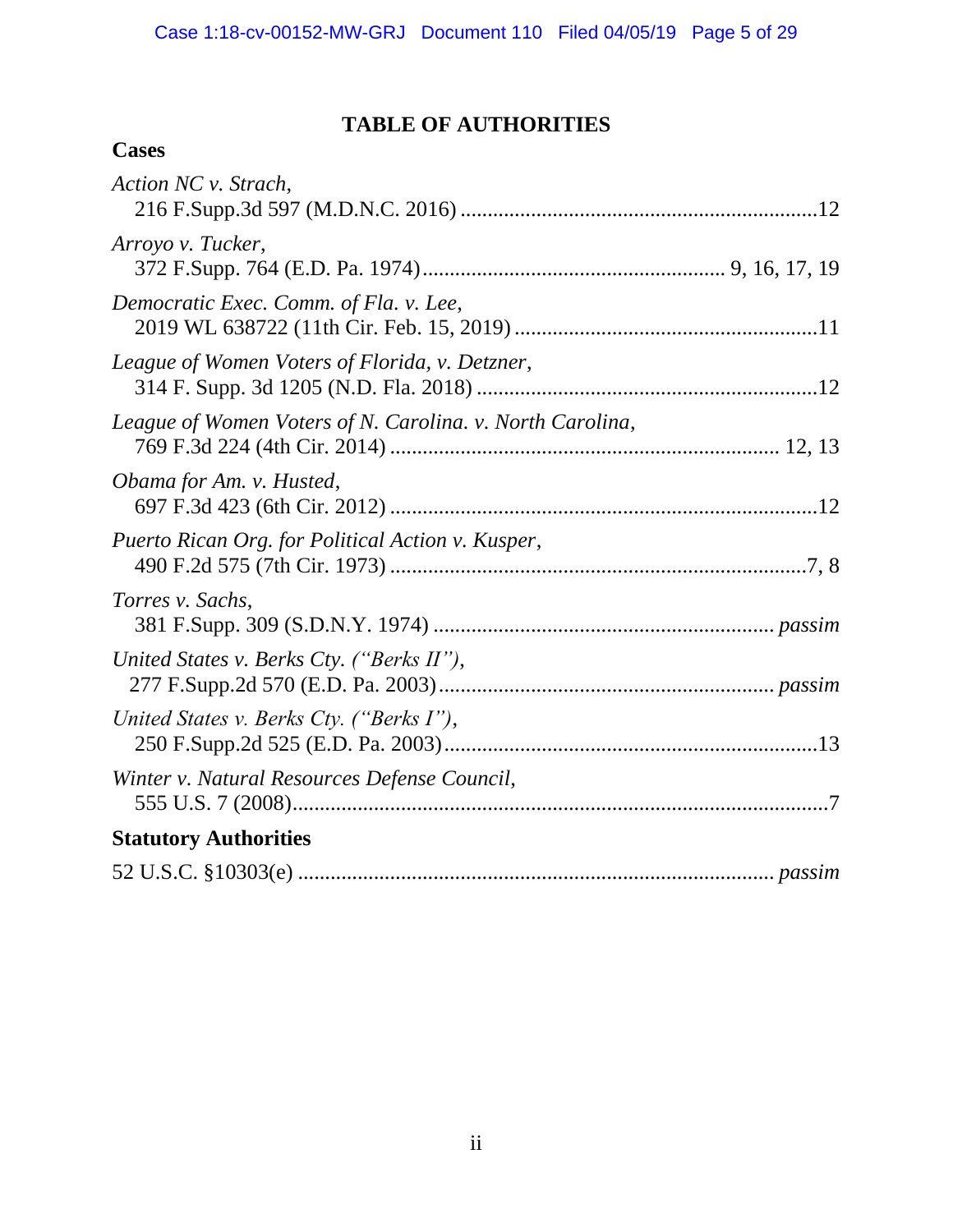# TABLE OF AUTHORITIES

## Cases

*Action NC v. Strach*,
216 F.Supp.3d 597 (M.D.N.C. 2016) .................................................................12

*Arroyo v. Tucker*,
372 F.Supp. 764 (E.D. Pa. 1974)....................................................... 9, 16, 17, 19

*Democratic Exec. Comm. of Fla. v. Lee*,
2019 WL 638722 (11th Cir. Feb. 15, 2019) .......................................................11

*League of Women Voters of Florida, v. Detzner*,
314 F. Supp. 3d 1205 (N.D. Fla. 2018) ..............................................................12

*League of Women Voters of N. Carolina. v. North Carolina*,
769 F.3d 224 (4th Cir. 2014) ..................................................................... 12, 13

*Obama for Am. v. Husted*,
697 F.3d 423 (6th Cir. 2012) ..............................................................................12

*Puerto Rican Org. for Political Action v. Kusper*,
490 F.2d 575 (7th Cir. 1973) ............................................................................7, 8

*Torres v. Sachs*,
381 F.Supp. 309 (S.D.N.Y. 1974) .............................................................. *passim*

*United States v. Berks Cty. ("Berks II")*,
277 F.Supp.2d 570 (E.D. Pa. 2003)............................................................. *passim*

*United States v. Berks Cty. ("Berks I")*,
250 F.Supp.2d 525 (E.D. Pa. 2003)....................................................................13

*Winter v. Natural Resources Defense Council*,
555 U.S. 7 (2008)..................................................................................................7

## Statutory Authorities

52 U.S.C. §10303(e) ..................................................................................... *passim*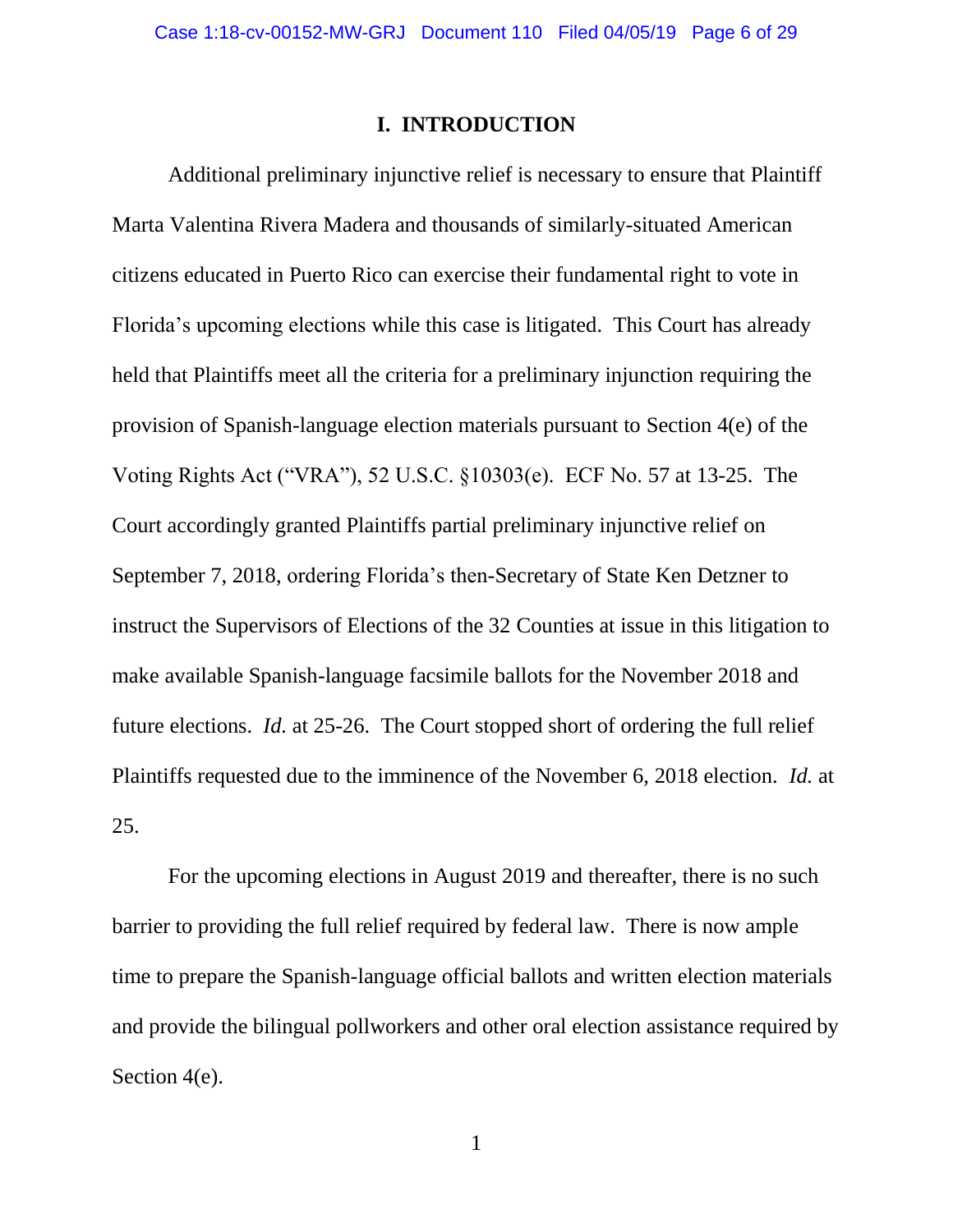## I. INTRODUCTION

Additional preliminary injunctive relief is necessary to ensure that Plaintiff Marta Valentina Rivera Madera and thousands of similarly-situated American citizens educated in Puerto Rico can exercise their fundamental right to vote in Florida's upcoming elections while this case is litigated. This Court has already held that Plaintiffs meet all the criteria for a preliminary injunction requiring the provision of Spanish-language election materials pursuant to Section 4(e) of the Voting Rights Act ("VRA"), 52 U.S.C. §10303(e). ECF No. 57 at 13-25. The Court accordingly granted Plaintiffs partial preliminary injunctive relief on September 7, 2018, ordering Florida's then-Secretary of State Ken Detzner to instruct the Supervisors of Elections of the 32 Counties at issue in this litigation to make available Spanish-language facsimile ballots for the November 2018 and future elections. *Id.* at 25-26. The Court stopped short of ordering the full relief Plaintiffs requested due to the imminence of the November 6, 2018 election. *Id.* at 25.

For the upcoming elections in August 2019 and thereafter, there is no such barrier to providing the full relief required by federal law. There is now ample time to prepare the Spanish-language official ballots and written election materials and provide the bilingual pollworkers and other oral election assistance required by Section 4(e).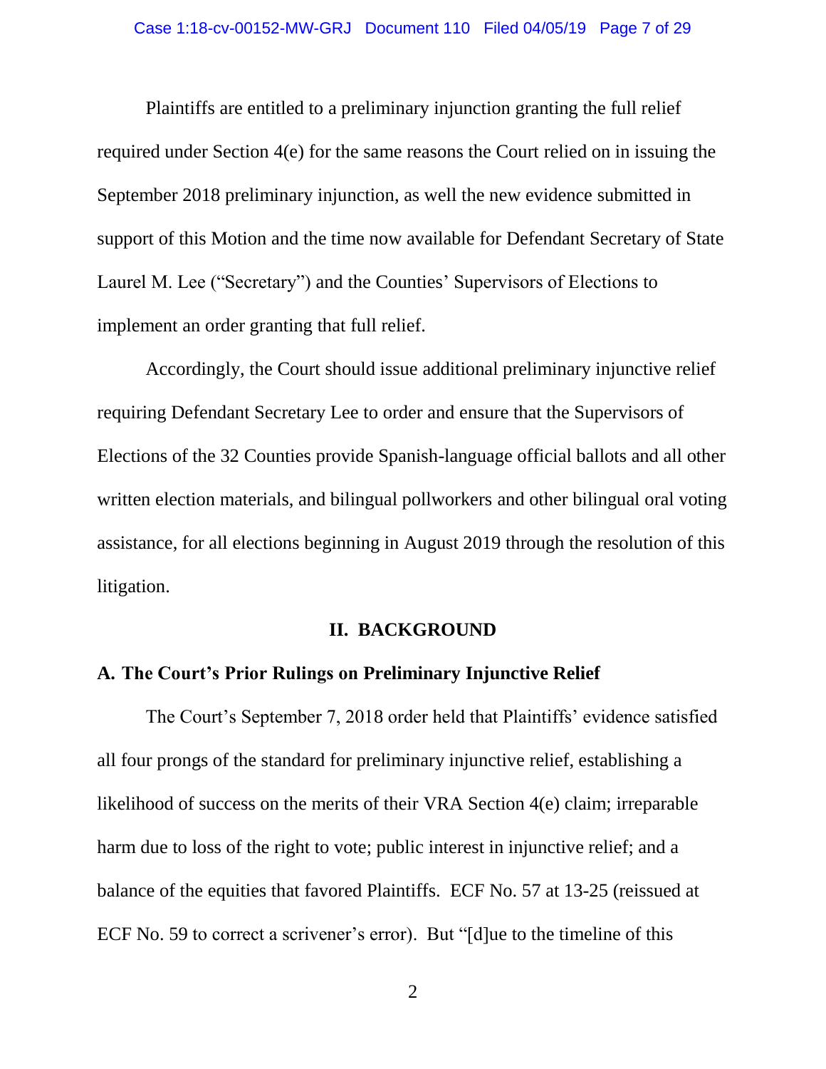Plaintiffs are entitled to a preliminary injunction granting the full relief required under Section 4(e) for the same reasons the Court relied on in issuing the September 2018 preliminary injunction, as well the new evidence submitted in support of this Motion and the time now available for Defendant Secretary of State Laurel M. Lee ("Secretary") and the Counties' Supervisors of Elections to implement an order granting that full relief.

Accordingly, the Court should issue additional preliminary injunctive relief requiring Defendant Secretary Lee to order and ensure that the Supervisors of Elections of the 32 Counties provide Spanish-language official ballots and all other written election materials, and bilingual pollworkers and other bilingual oral voting assistance, for all elections beginning in August 2019 through the resolution of this litigation.

## II. BACKGROUND

### A. The Court's Prior Rulings on Preliminary Injunctive Relief

The Court's September 7, 2018 order held that Plaintiffs' evidence satisfied all four prongs of the standard for preliminary injunctive relief, establishing a likelihood of success on the merits of their VRA Section 4(e) claim; irreparable harm due to loss of the right to vote; public interest in injunctive relief; and a balance of the equities that favored Plaintiffs. ECF No. 57 at 13-25 (reissued at ECF No. 59 to correct a scrivener's error). But "[d]ue to the timeline of this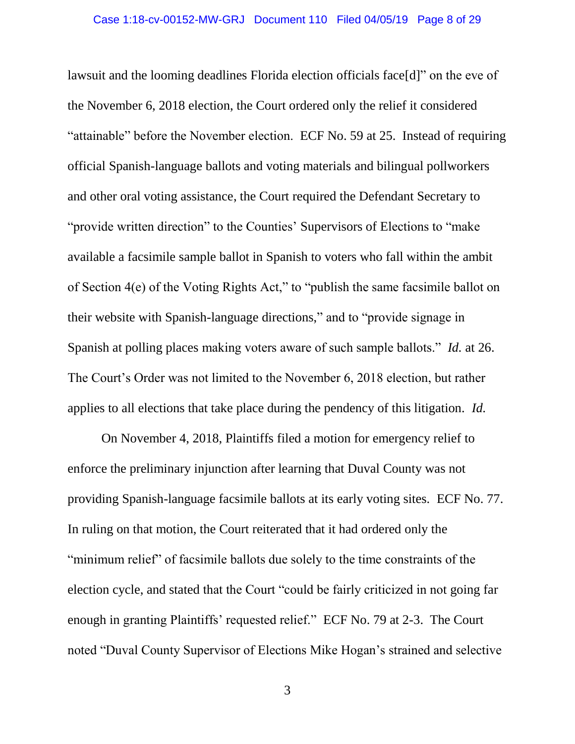lawsuit and the looming deadlines Florida election officials face[d]" on the eve of the November 6, 2018 election, the Court ordered only the relief it considered "attainable" before the November election. ECF No. 59 at 25. Instead of requiring official Spanish-language ballots and voting materials and bilingual pollworkers and other oral voting assistance, the Court required the Defendant Secretary to "provide written direction" to the Counties' Supervisors of Elections to "make available a facsimile sample ballot in Spanish to voters who fall within the ambit of Section 4(e) of the Voting Rights Act," to "publish the same facsimile ballot on their website with Spanish-language directions," and to "provide signage in Spanish at polling places making voters aware of such sample ballots." *Id.* at 26. The Court's Order was not limited to the November 6, 2018 election, but rather applies to all elections that take place during the pendency of this litigation. *Id.*

On November 4, 2018, Plaintiffs filed a motion for emergency relief to enforce the preliminary injunction after learning that Duval County was not providing Spanish-language facsimile ballots at its early voting sites. ECF No. 77. In ruling on that motion, the Court reiterated that it had ordered only the "minimum relief" of facsimile ballots due solely to the time constraints of the election cycle, and stated that the Court "could be fairly criticized in not going far enough in granting Plaintiffs' requested relief." ECF No. 79 at 2-3. The Court noted "Duval County Supervisor of Elections Mike Hogan's strained and selective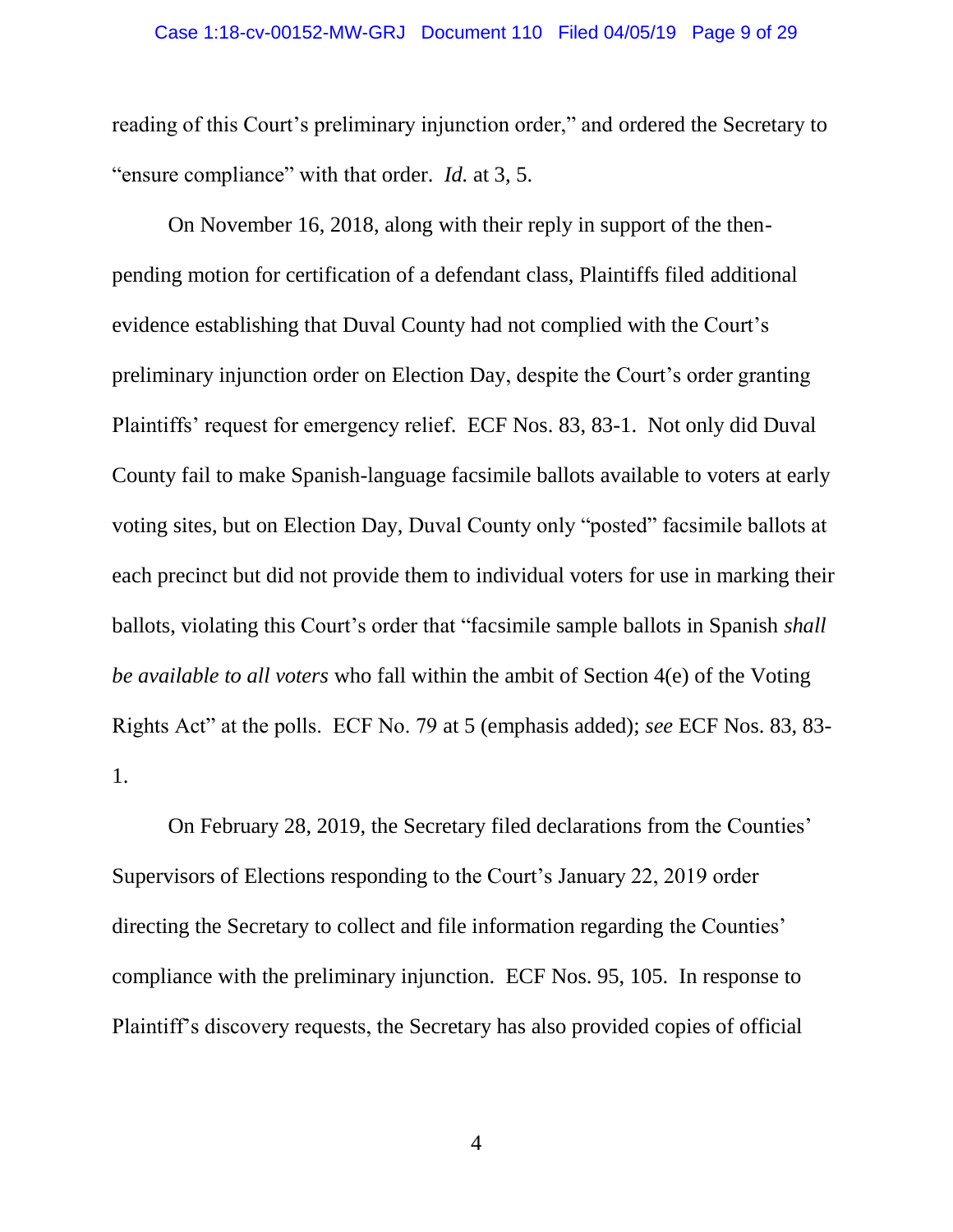reading of this Court's preliminary injunction order," and ordered the Secretary to "ensure compliance" with that order. *Id.* at 3, 5.

On November 16, 2018, along with their reply in support of the then-pending motion for certification of a defendant class, Plaintiffs filed additional evidence establishing that Duval County had not complied with the Court's preliminary injunction order on Election Day, despite the Court's order granting Plaintiffs' request for emergency relief. ECF Nos. 83, 83-1. Not only did Duval County fail to make Spanish-language facsimile ballots available to voters at early voting sites, but on Election Day, Duval County only "posted" facsimile ballots at each precinct but did not provide them to individual voters for use in marking their ballots, violating this Court's order that "facsimile sample ballots in Spanish *shall be available to all voters* who fall within the ambit of Section 4(e) of the Voting Rights Act" at the polls. ECF No. 79 at 5 (emphasis added); *see* ECF Nos. 83, 83-1.

On February 28, 2019, the Secretary filed declarations from the Counties' Supervisors of Elections responding to the Court's January 22, 2019 order directing the Secretary to collect and file information regarding the Counties' compliance with the preliminary injunction. ECF Nos. 95, 105. In response to Plaintiff's discovery requests, the Secretary has also provided copies of official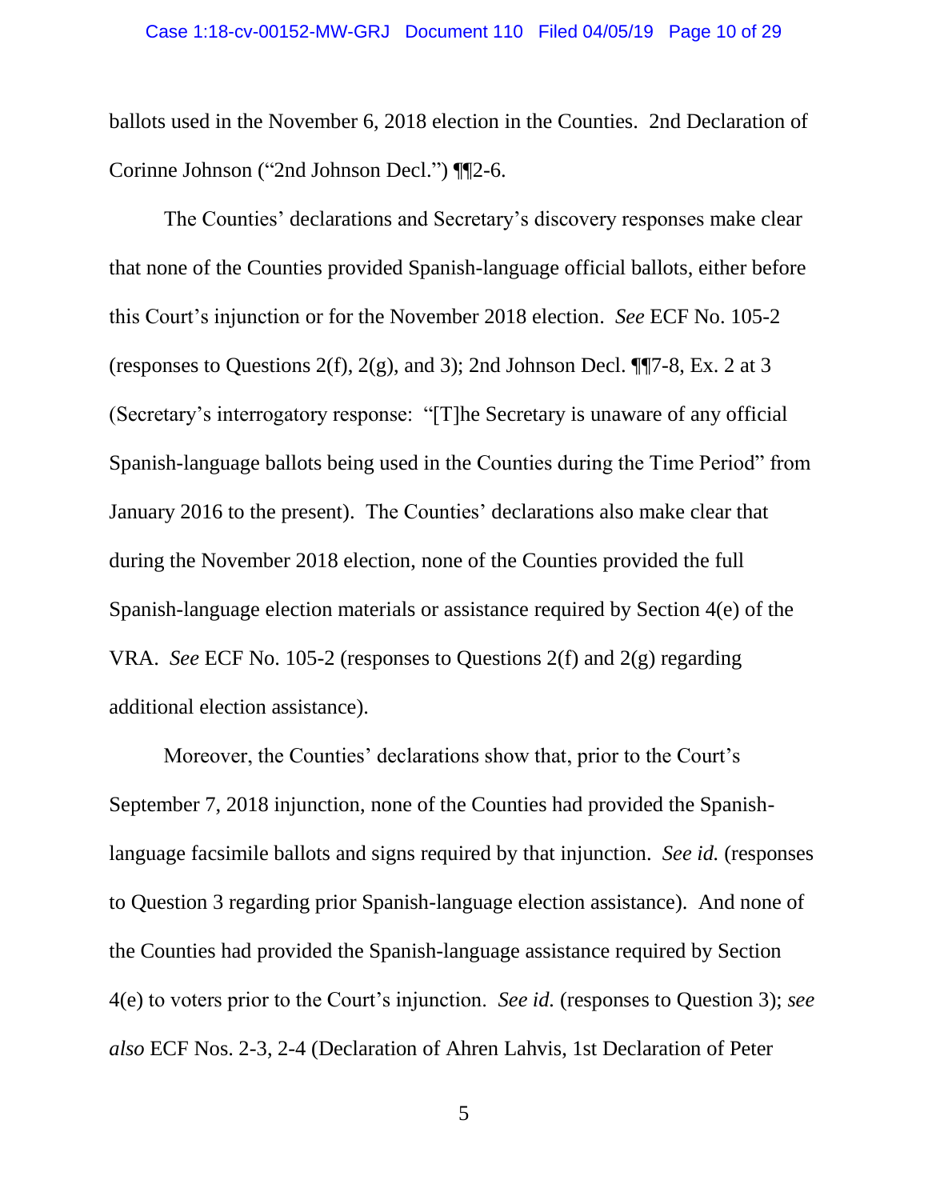ballots used in the November 6, 2018 election in the Counties. 2nd Declaration of Corinne Johnson ("2nd Johnson Decl.") ¶¶2-6.

The Counties' declarations and Secretary's discovery responses make clear that none of the Counties provided Spanish-language official ballots, either before this Court's injunction or for the November 2018 election. *See* ECF No. 105-2 (responses to Questions 2(f), 2(g), and 3); 2nd Johnson Decl. ¶¶7-8, Ex. 2 at 3 (Secretary's interrogatory response: "[T]he Secretary is unaware of any official Spanish-language ballots being used in the Counties during the Time Period" from January 2016 to the present). The Counties' declarations also make clear that during the November 2018 election, none of the Counties provided the full Spanish-language election materials or assistance required by Section 4(e) of the VRA. *See* ECF No. 105-2 (responses to Questions 2(f) and 2(g) regarding additional election assistance).

Moreover, the Counties' declarations show that, prior to the Court's September 7, 2018 injunction, none of the Counties had provided the Spanish-language facsimile ballots and signs required by that injunction. *See id.* (responses to Question 3 regarding prior Spanish-language election assistance). And none of the Counties had provided the Spanish-language assistance required by Section 4(e) to voters prior to the Court's injunction. *See id.* (responses to Question 3); *see also* ECF Nos. 2-3, 2-4 (Declaration of Ahren Lahvis, 1st Declaration of Peter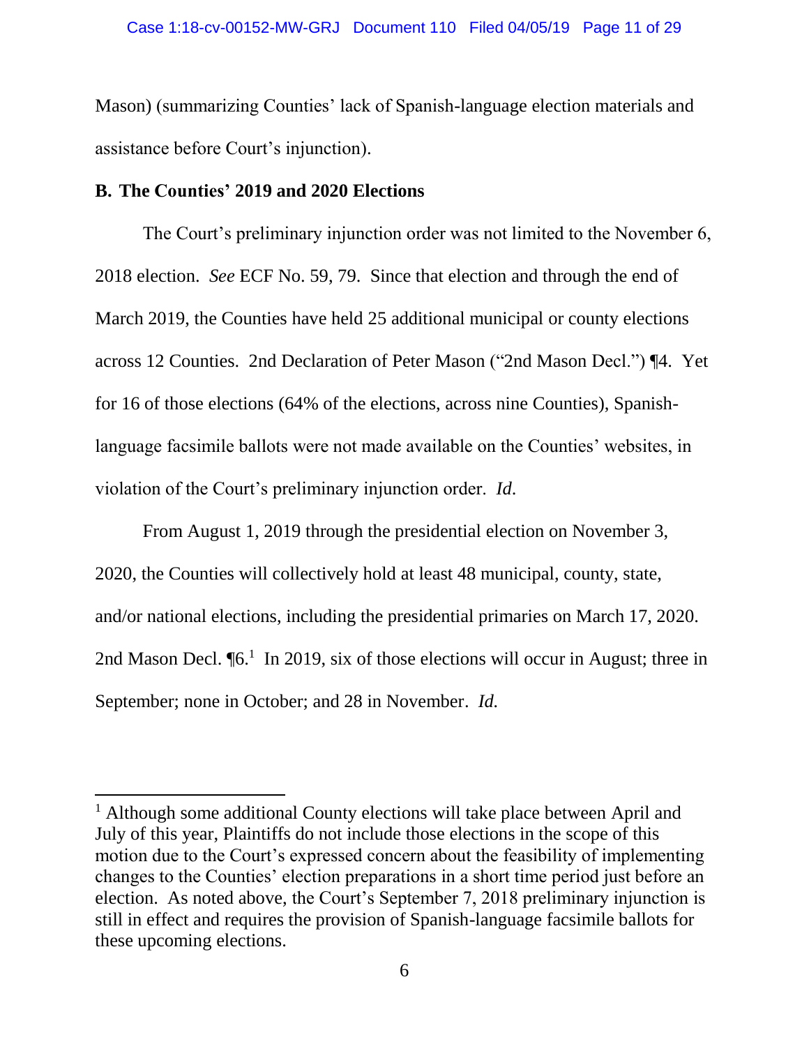Mason) (summarizing Counties' lack of Spanish-language election materials and assistance before Court's injunction).

**B. The Counties' 2019 and 2020 Elections**

The Court's preliminary injunction order was not limited to the November 6, 2018 election. *See* ECF No. 59, 79. Since that election and through the end of March 2019, the Counties have held 25 additional municipal or county elections across 12 Counties. 2nd Declaration of Peter Mason ("2nd Mason Decl.") ¶4. Yet for 16 of those elections (64% of the elections, across nine Counties), Spanish-language facsimile ballots were not made available on the Counties' websites, in violation of the Court's preliminary injunction order. *Id.*

From August 1, 2019 through the presidential election on November 3, 2020, the Counties will collectively hold at least 48 municipal, county, state, and/or national elections, including the presidential primaries on March 17, 2020. 2nd Mason Decl. ¶6.[1] In 2019, six of those elections will occur in August; three in September; none in October; and 28 in November. *Id.*

---

[1] Although some additional County elections will take place between April and July of this year, Plaintiffs do not include those elections in the scope of this motion due to the Court's expressed concern about the feasibility of implementing changes to the Counties' election preparations in a short time period just before an election. As noted above, the Court's September 7, 2018 preliminary injunction is still in effect and requires the provision of Spanish-language facsimile ballots for these upcoming elections.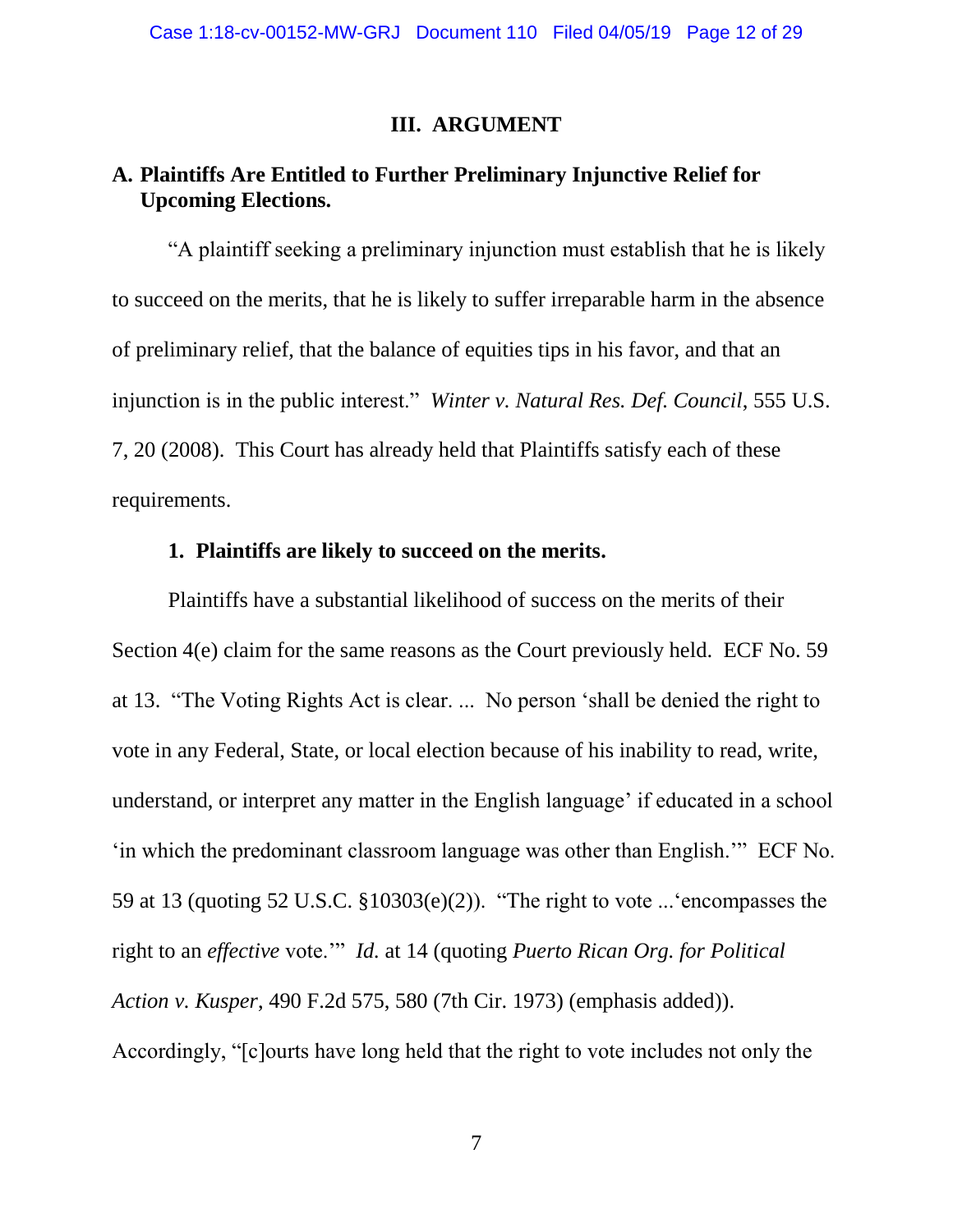## III. ARGUMENT

### A. Plaintiffs Are Entitled to Further Preliminary Injunctive Relief for Upcoming Elections.

"A plaintiff seeking a preliminary injunction must establish that he is likely to succeed on the merits, that he is likely to suffer irreparable harm in the absence of preliminary relief, that the balance of equities tips in his favor, and that an injunction is in the public interest." *Winter v. Natural Res. Def. Council*, 555 U.S. 7, 20 (2008). This Court has already held that Plaintiffs satisfy each of these requirements.

#### 1. Plaintiffs are likely to succeed on the merits.

Plaintiffs have a substantial likelihood of success on the merits of their Section 4(e) claim for the same reasons as the Court previously held. ECF No. 59 at 13. "The Voting Rights Act is clear. ... No person 'shall be denied the right to vote in any Federal, State, or local election because of his inability to read, write, understand, or interpret any matter in the English language' if educated in a school 'in which the predominant classroom language was other than English.'" ECF No. 59 at 13 (quoting 52 U.S.C. §10303(e)(2)). "The right to vote ...'encompasses the right to an *effective* vote.'" *Id.* at 14 (quoting *Puerto Rican Org. for Political Action v. Kusper*, 490 F.2d 575, 580 (7th Cir. 1973) (emphasis added)). Accordingly, "[c]ourts have long held that the right to vote includes not only the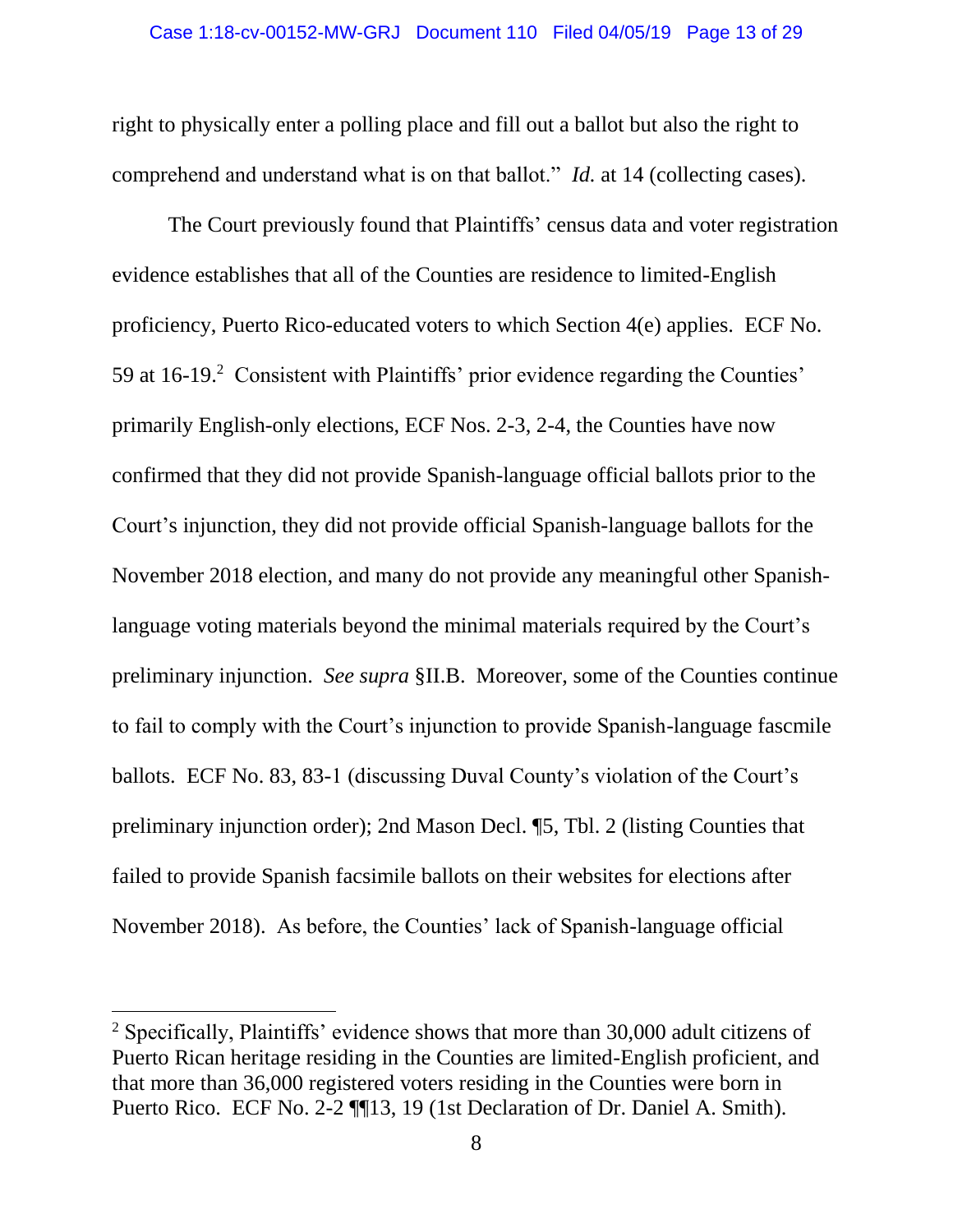right to physically enter a polling place and fill out a ballot but also the right to comprehend and understand what is on that ballot." *Id.* at 14 (collecting cases).

The Court previously found that Plaintiffs' census data and voter registration evidence establishes that all of the Counties are residence to limited-English proficiency, Puerto Rico-educated voters to which Section 4(e) applies. ECF No. 59 at 16-19.[2] Consistent with Plaintiffs' prior evidence regarding the Counties' primarily English-only elections, ECF Nos. 2-3, 2-4, the Counties have now confirmed that they did not provide Spanish-language official ballots prior to the Court's injunction, they did not provide official Spanish-language ballots for the November 2018 election, and many do not provide any meaningful other Spanish-language voting materials beyond the minimal materials required by the Court's preliminary injunction. *See supra* §II.B. Moreover, some of the Counties continue to fail to comply with the Court's injunction to provide Spanish-language fascmile ballots. ECF No. 83, 83-1 (discussing Duval County's violation of the Court's preliminary injunction order); 2nd Mason Decl. ¶5, Tbl. 2 (listing Counties that failed to provide Spanish facsimile ballots on their websites for elections after November 2018). As before, the Counties' lack of Spanish-language official

---

[2] Specifically, Plaintiffs' evidence shows that more than 30,000 adult citizens of Puerto Rican heritage residing in the Counties are limited-English proficient, and that more than 36,000 registered voters residing in the Counties were born in Puerto Rico. ECF No. 2-2 ¶¶13, 19 (1st Declaration of Dr. Daniel A. Smith).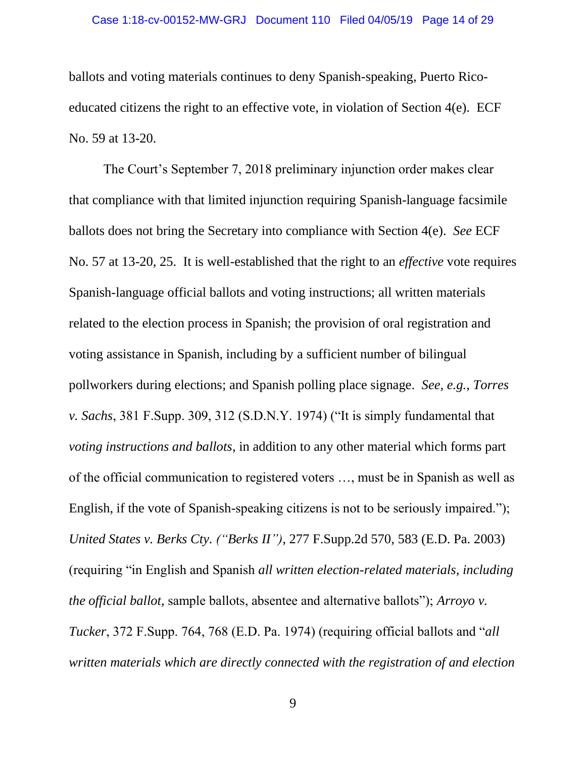ballots and voting materials continues to deny Spanish-speaking, Puerto Rico-educated citizens the right to an effective vote, in violation of Section 4(e). ECF No. 59 at 13-20.

The Court's September 7, 2018 preliminary injunction order makes clear that compliance with that limited injunction requiring Spanish-language facsimile ballots does not bring the Secretary into compliance with Section 4(e). *See* ECF No. 57 at 13-20, 25. It is well-established that the right to an *effective* vote requires Spanish-language official ballots and voting instructions; all written materials related to the election process in Spanish; the provision of oral registration and voting assistance in Spanish, including by a sufficient number of bilingual pollworkers during elections; and Spanish polling place signage. *See, e.g.*, *Torres v. Sachs*, 381 F.Supp. 309, 312 (S.D.N.Y. 1974) ("It is simply fundamental that *voting instructions and ballots*, in addition to any other material which forms part of the official communication to registered voters …, must be in Spanish as well as English, if the vote of Spanish-speaking citizens is not to be seriously impaired."); *United States v. Berks Cty. ("Berks II")*, 277 F.Supp.2d 570, 583 (E.D. Pa. 2003) (requiring "in English and Spanish *all written election-related materials, including the official ballot,* sample ballots, absentee and alternative ballots"); *Arroyo v. Tucker*, 372 F.Supp. 764, 768 (E.D. Pa. 1974) (requiring official ballots and "*all written materials which are directly connected with the registration of and election*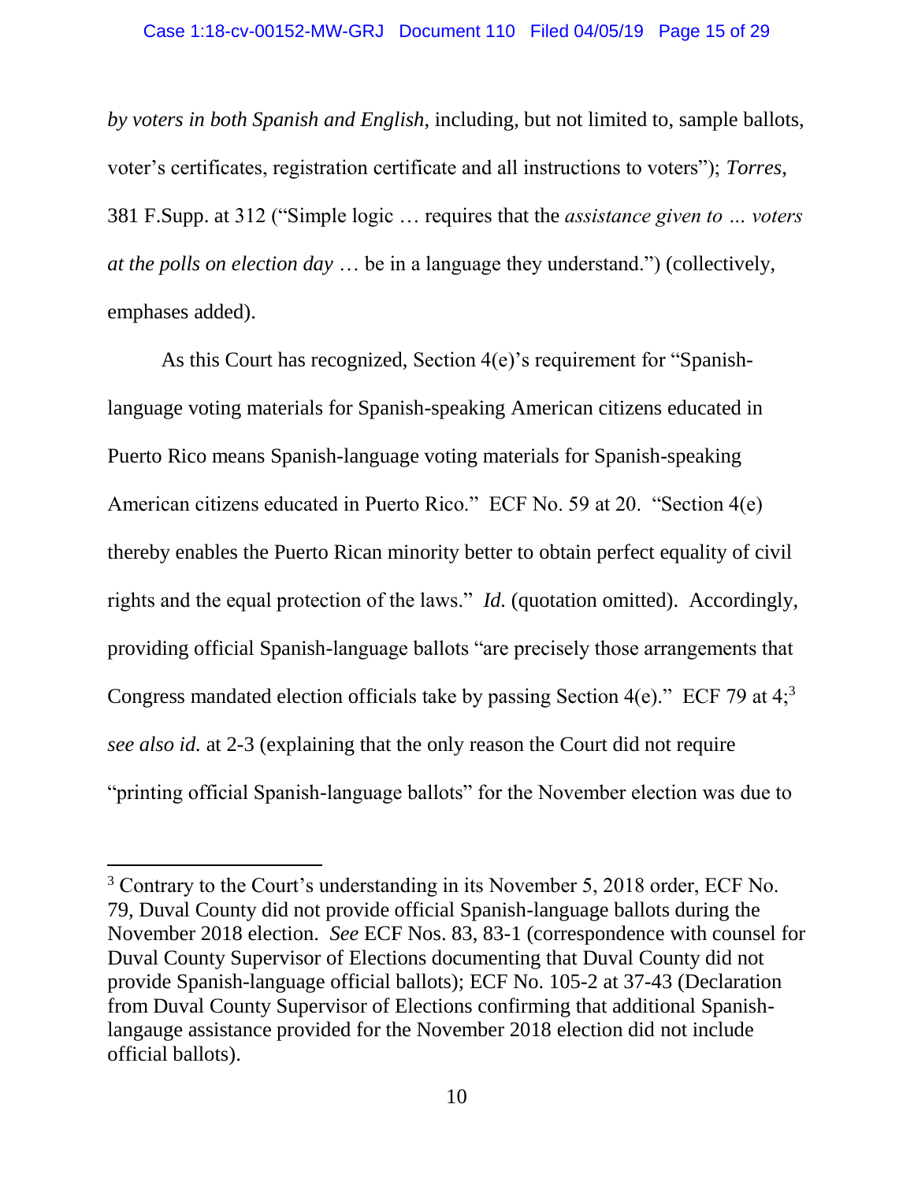*by voters in both Spanish and English*, including, but not limited to, sample ballots, voter's certificates, registration certificate and all instructions to voters"); *Torres*, 381 F.Supp. at 312 ("Simple logic … requires that the *assistance given to … voters at the polls on election day* … be in a language they understand.") (collectively, emphases added).

As this Court has recognized, Section 4(e)'s requirement for "Spanish-language voting materials for Spanish-speaking American citizens educated in Puerto Rico means Spanish-language voting materials for Spanish-speaking American citizens educated in Puerto Rico." ECF No. 59 at 20. "Section 4(e) thereby enables the Puerto Rican minority better to obtain perfect equality of civil rights and the equal protection of the laws." *Id.* (quotation omitted). Accordingly, providing official Spanish-language ballots "are precisely those arrangements that Congress mandated election officials take by passing Section 4(e)." ECF 79 at 4;[3] *see also id.* at 2-3 (explaining that the only reason the Court did not require "printing official Spanish-language ballots" for the November election was due to

[3] Contrary to the Court's understanding in its November 5, 2018 order, ECF No. 79, Duval County did not provide official Spanish-language ballots during the November 2018 election. *See* ECF Nos. 83, 83-1 (correspondence with counsel for Duval County Supervisor of Elections documenting that Duval County did not provide Spanish-language official ballots); ECF No. 105-2 at 37-43 (Declaration from Duval County Supervisor of Elections confirming that additional Spanish-langauge assistance provided for the November 2018 election did not include official ballots).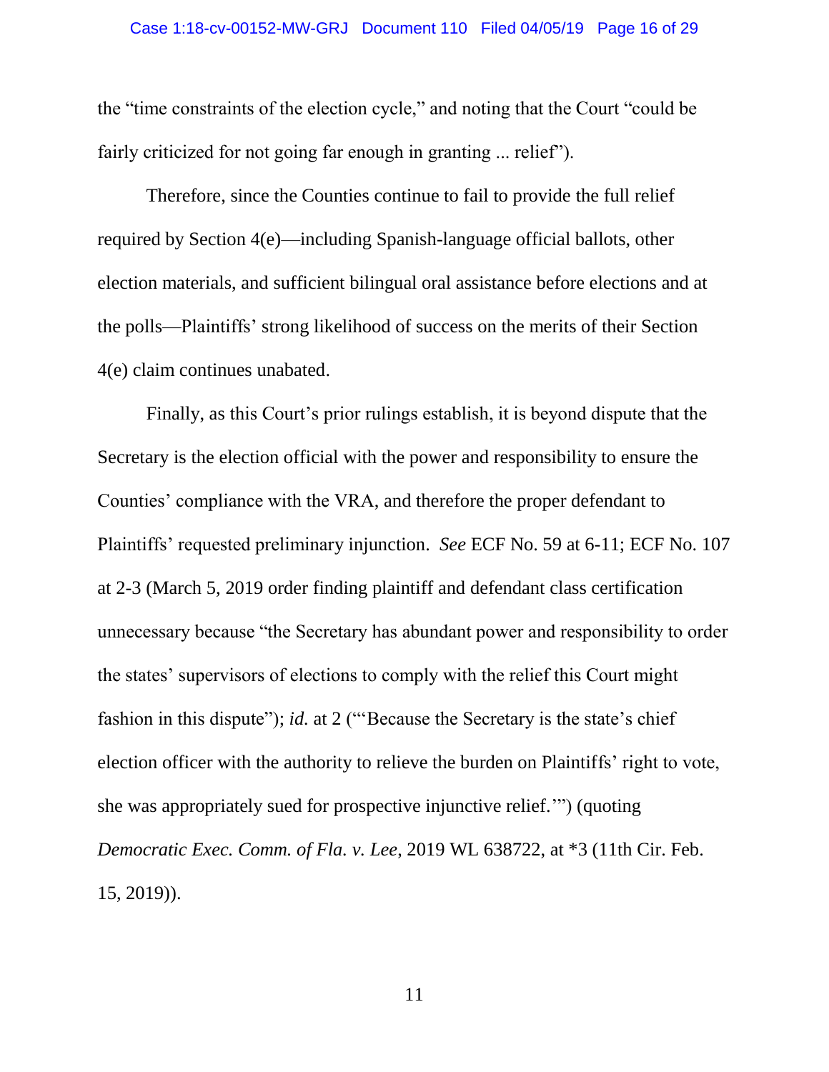the "time constraints of the election cycle," and noting that the Court "could be fairly criticized for not going far enough in granting ... relief").

Therefore, since the Counties continue to fail to provide the full relief required by Section 4(e)—including Spanish-language official ballots, other election materials, and sufficient bilingual oral assistance before elections and at the polls—Plaintiffs' strong likelihood of success on the merits of their Section 4(e) claim continues unabated.

Finally, as this Court's prior rulings establish, it is beyond dispute that the Secretary is the election official with the power and responsibility to ensure the Counties' compliance with the VRA, and therefore the proper defendant to Plaintiffs' requested preliminary injunction. *See* ECF No. 59 at 6-11; ECF No. 107 at 2-3 (March 5, 2019 order finding plaintiff and defendant class certification unnecessary because "the Secretary has abundant power and responsibility to order the states' supervisors of elections to comply with the relief this Court might fashion in this dispute"); *id.* at 2 ("'Because the Secretary is the state's chief election officer with the authority to relieve the burden on Plaintiffs' right to vote, she was appropriately sued for prospective injunctive relief.'") (quoting *Democratic Exec. Comm. of Fla. v. Lee*, 2019 WL 638722, at *3 (11th Cir. Feb. 15, 2019)).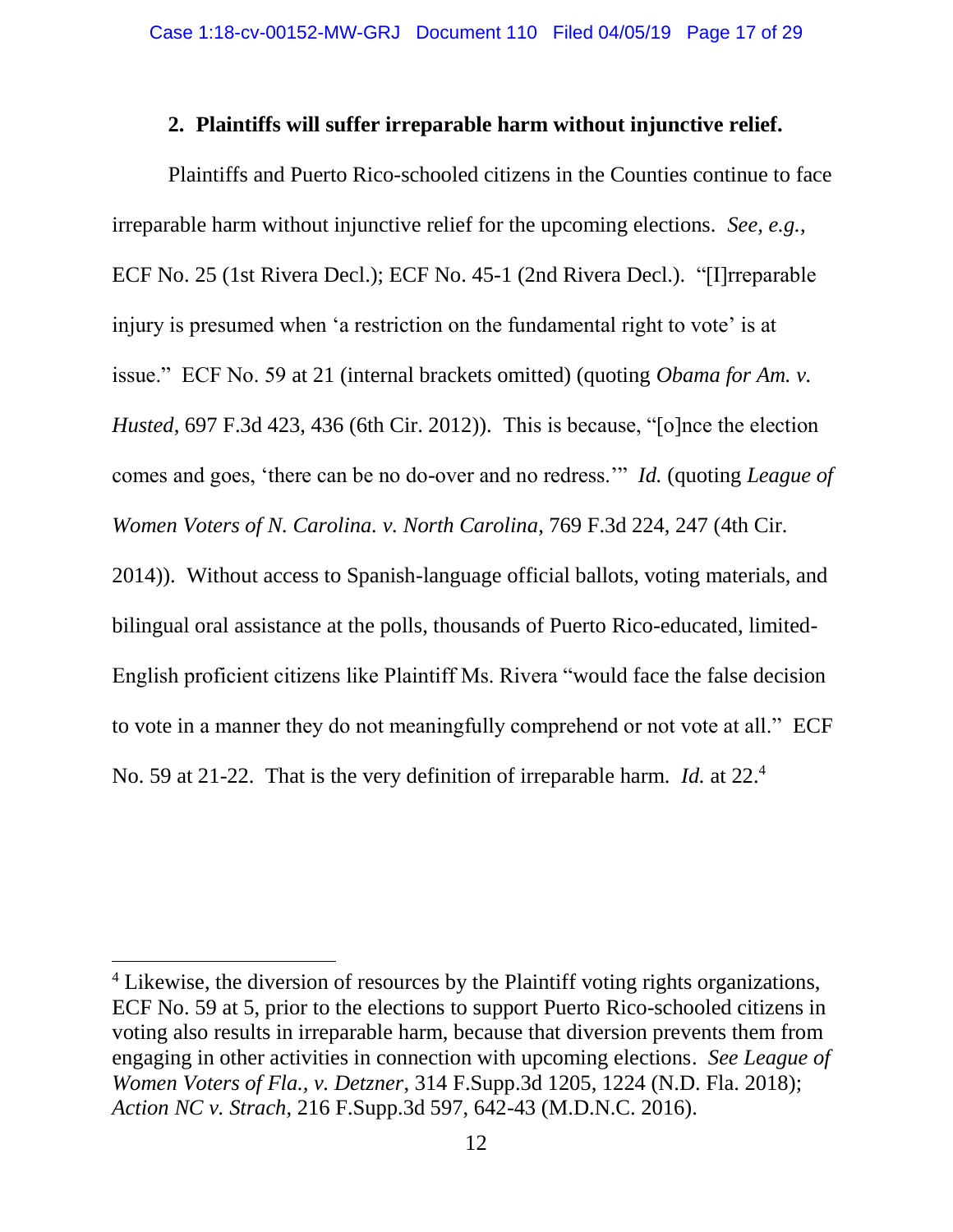**2. Plaintiffs will suffer irreparable harm without injunctive relief.**

Plaintiffs and Puerto Rico-schooled citizens in the Counties continue to face irreparable harm without injunctive relief for the upcoming elections. *See, e.g.*, ECF No. 25 (1st Rivera Decl.); ECF No. 45-1 (2nd Rivera Decl.). "[I]rreparable injury is presumed when 'a restriction on the fundamental right to vote' is at issue." ECF No. 59 at 21 (internal brackets omitted) (quoting *Obama for Am. v. Husted*, 697 F.3d 423, 436 (6th Cir. 2012)). This is because, "[o]nce the election comes and goes, 'there can be no do-over and no redress.'" *Id.* (quoting *League of Women Voters of N. Carolina. v. North Carolina*, 769 F.3d 224, 247 (4th Cir. 2014)). Without access to Spanish-language official ballots, voting materials, and bilingual oral assistance at the polls, thousands of Puerto Rico-educated, limited-English proficient citizens like Plaintiff Ms. Rivera "would face the false decision to vote in a manner they do not meaningfully comprehend or not vote at all." ECF No. 59 at 21-22. That is the very definition of irreparable harm. *Id.* at 22.[4]

---

[4] Likewise, the diversion of resources by the Plaintiff voting rights organizations, ECF No. 59 at 5, prior to the elections to support Puerto Rico-schooled citizens in voting also results in irreparable harm, because that diversion prevents them from engaging in other activities in connection with upcoming elections. *See League of Women Voters of Fla., v. Detzner*, 314 F.Supp.3d 1205, 1224 (N.D. Fla. 2018); *Action NC v. Strach*, 216 F.Supp.3d 597, 642-43 (M.D.N.C. 2016).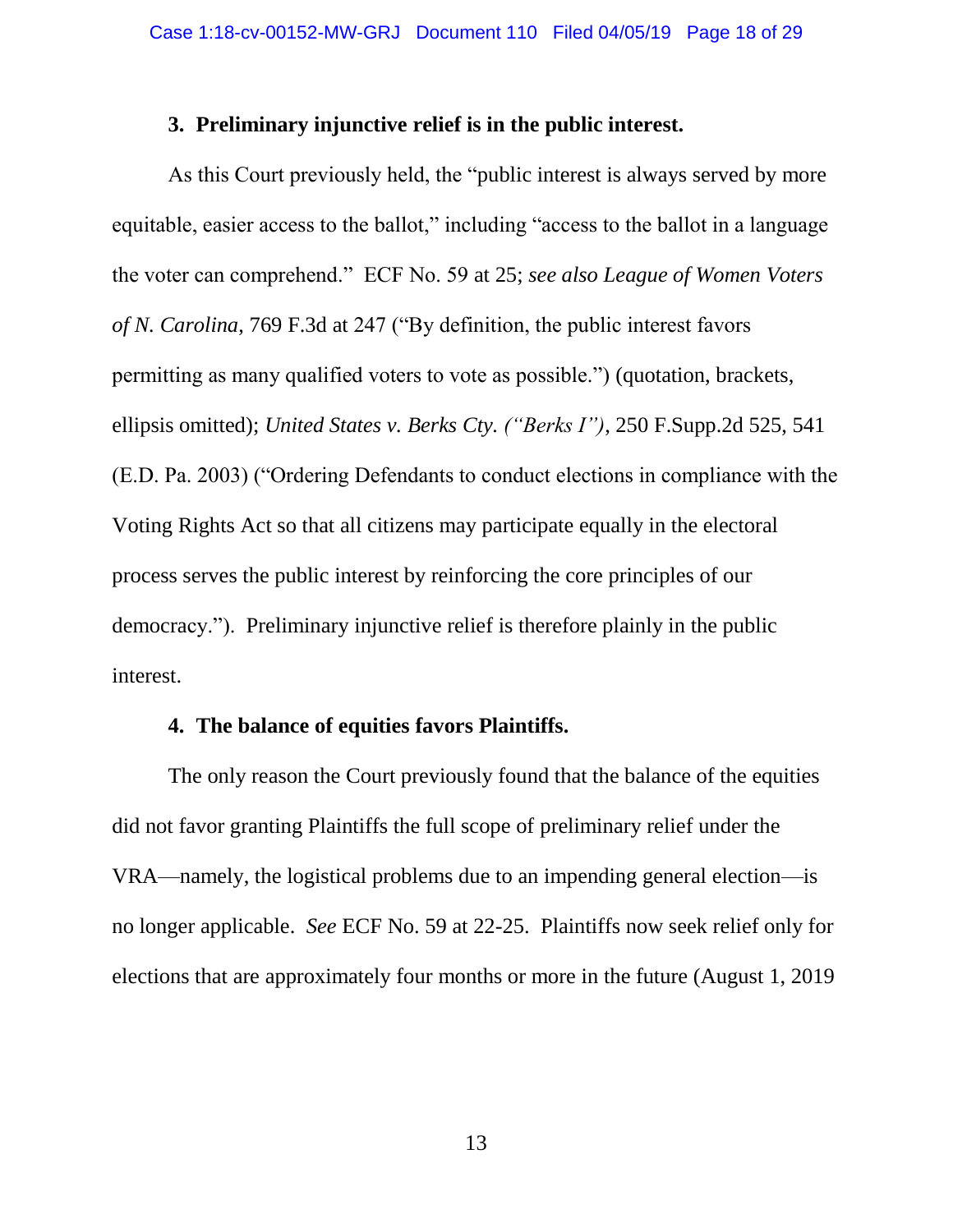### 3. Preliminary injunctive relief is in the public interest.

As this Court previously held, the "public interest is always served by more equitable, easier access to the ballot," including "access to the ballot in a language the voter can comprehend." ECF No. 59 at 25; *see also League of Women Voters of N. Carolina*, 769 F.3d at 247 ("By definition, the public interest favors permitting as many qualified voters to vote as possible.") (quotation, brackets, ellipsis omitted); *United States v. Berks Cty. ("Berks I")*, 250 F.Supp.2d 525, 541 (E.D. Pa. 2003) ("Ordering Defendants to conduct elections in compliance with the Voting Rights Act so that all citizens may participate equally in the electoral process serves the public interest by reinforcing the core principles of our democracy."). Preliminary injunctive relief is therefore plainly in the public interest.

### 4. The balance of equities favors Plaintiffs.

The only reason the Court previously found that the balance of the equities did not favor granting Plaintiffs the full scope of preliminary relief under the VRA—namely, the logistical problems due to an impending general election—is no longer applicable. *See* ECF No. 59 at 22-25. Plaintiffs now seek relief only for elections that are approximately four months or more in the future (August 1, 2019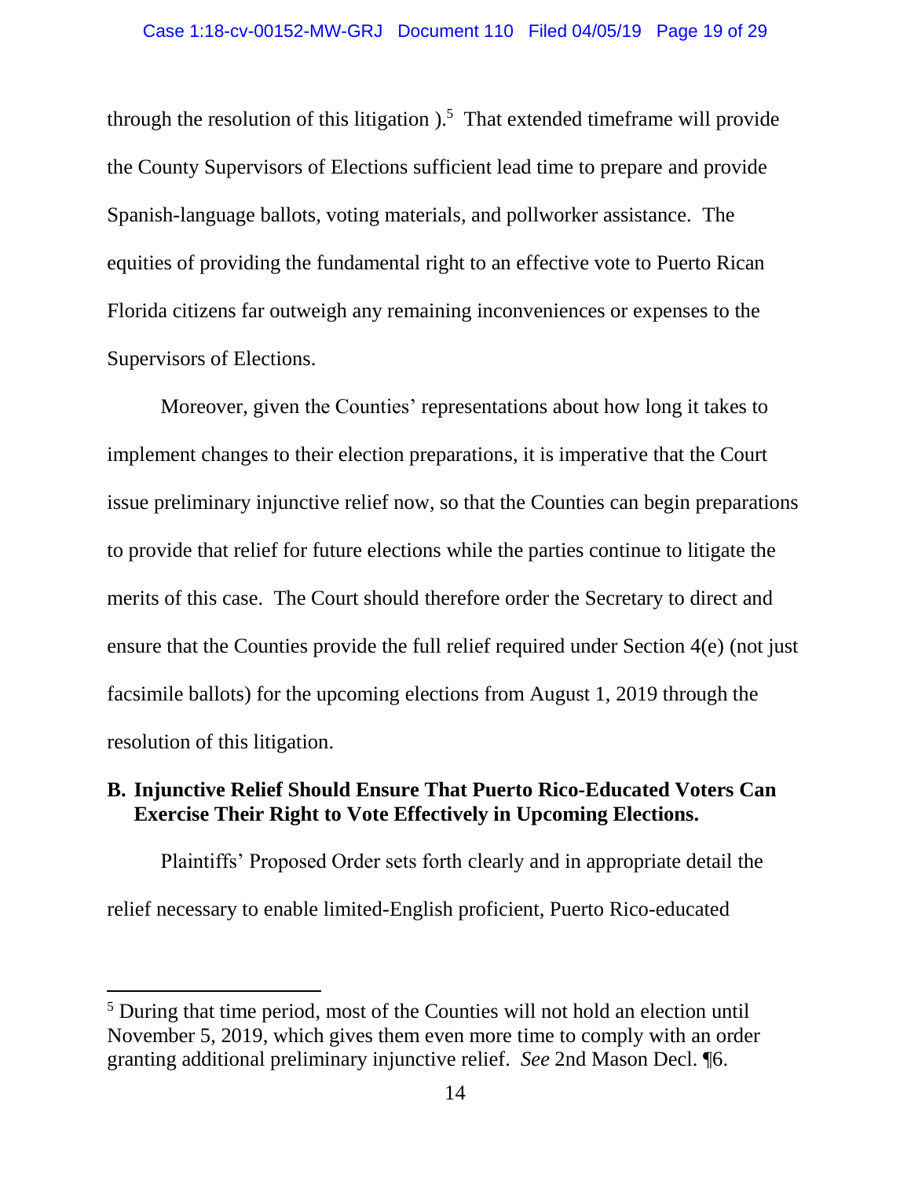through the resolution of this litigation ).[5] That extended timeframe will provide the County Supervisors of Elections sufficient lead time to prepare and provide Spanish-language ballots, voting materials, and pollworker assistance. The equities of providing the fundamental right to an effective vote to Puerto Rican Florida citizens far outweigh any remaining inconveniences or expenses to the Supervisors of Elections.

Moreover, given the Counties' representations about how long it takes to implement changes to their election preparations, it is imperative that the Court issue preliminary injunctive relief now, so that the Counties can begin preparations to provide that relief for future elections while the parties continue to litigate the merits of this case. The Court should therefore order the Secretary to direct and ensure that the Counties provide the full relief required under Section 4(e) (not just facsimile ballots) for the upcoming elections from August 1, 2019 through the resolution of this litigation.

**B. Injunctive Relief Should Ensure That Puerto Rico-Educated Voters Can Exercise Their Right to Vote Effectively in Upcoming Elections.**

Plaintiffs' Proposed Order sets forth clearly and in appropriate detail the relief necessary to enable limited-English proficient, Puerto Rico-educated

---

[5] During that time period, most of the Counties will not hold an election until November 5, 2019, which gives them even more time to comply with an order granting additional preliminary injunctive relief. *See* 2nd Mason Decl. ¶6.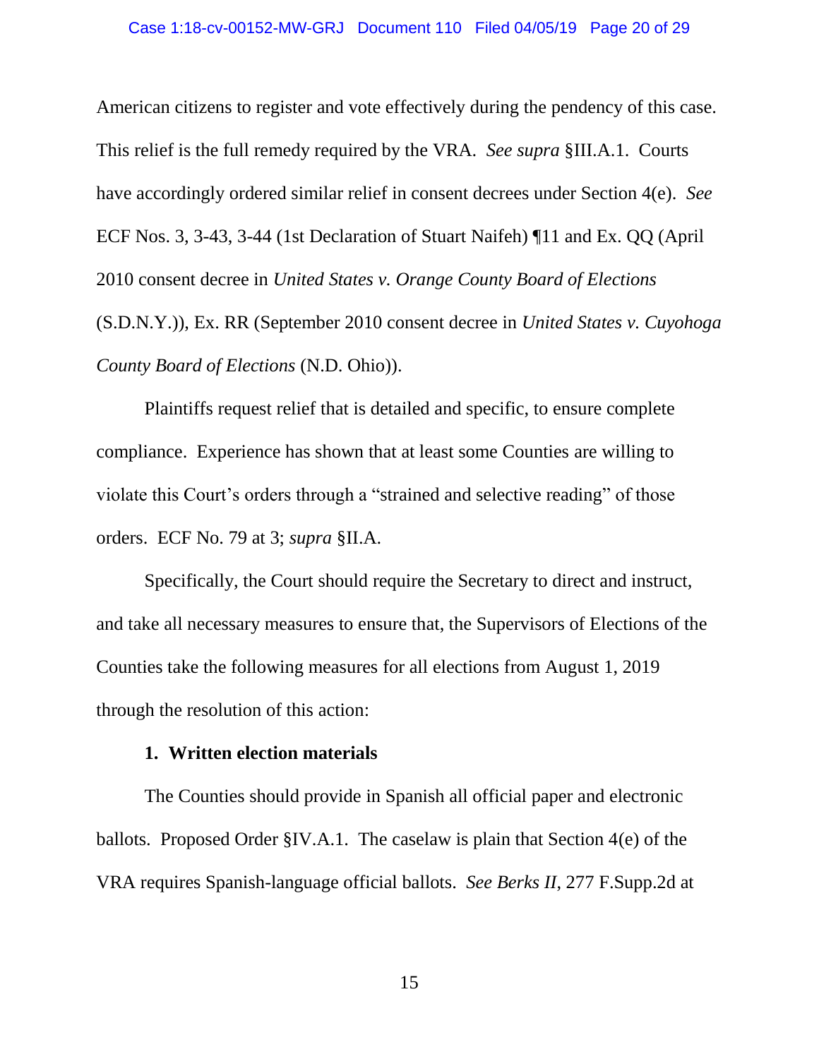American citizens to register and vote effectively during the pendency of this case. This relief is the full remedy required by the VRA. *See supra* §III.A.1. Courts have accordingly ordered similar relief in consent decrees under Section 4(e). *See* ECF Nos. 3, 3-43, 3-44 (1st Declaration of Stuart Naifeh) ¶11 and Ex. QQ (April 2010 consent decree in *United States v. Orange County Board of Elections* (S.D.N.Y.)), Ex. RR (September 2010 consent decree in *United States v. Cuyohoga County Board of Elections* (N.D. Ohio)).

Plaintiffs request relief that is detailed and specific, to ensure complete compliance. Experience has shown that at least some Counties are willing to violate this Court's orders through a "strained and selective reading" of those orders. ECF No. 79 at 3; *supra* §II.A.

Specifically, the Court should require the Secretary to direct and instruct, and take all necessary measures to ensure that, the Supervisors of Elections of the Counties take the following measures for all elections from August 1, 2019 through the resolution of this action:

**1. Written election materials**

The Counties should provide in Spanish all official paper and electronic ballots. Proposed Order §IV.A.1. The caselaw is plain that Section 4(e) of the VRA requires Spanish-language official ballots. *See Berks II*, 277 F.Supp.2d at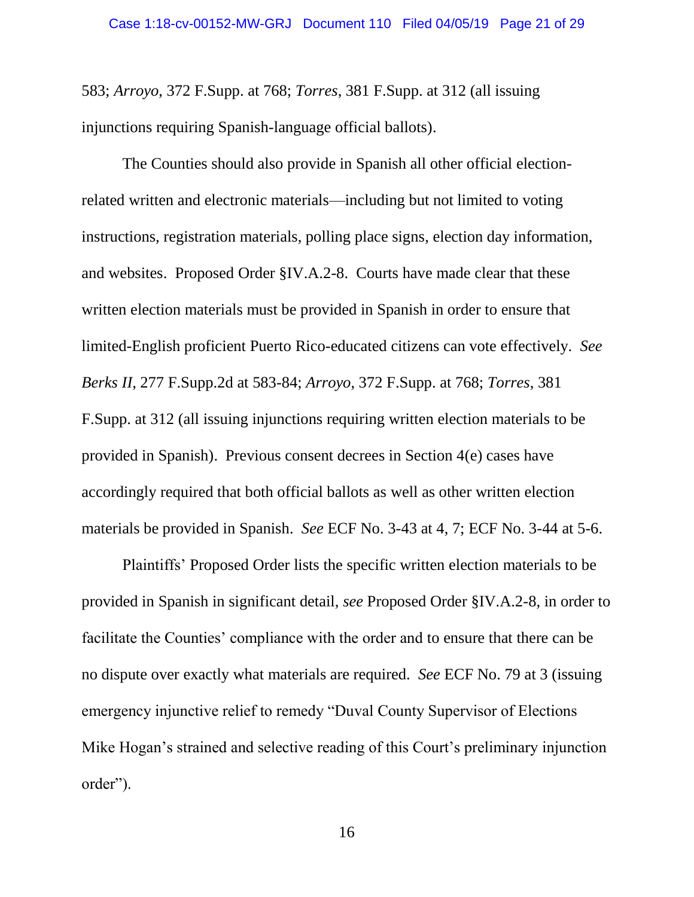583; *Arroyo*, 372 F.Supp. at 768; *Torres*, 381 F.Supp. at 312 (all issuing injunctions requiring Spanish-language official ballots).

The Counties should also provide in Spanish all other official election-related written and electronic materials—including but not limited to voting instructions, registration materials, polling place signs, election day information, and websites. Proposed Order §IV.A.2-8. Courts have made clear that these written election materials must be provided in Spanish in order to ensure that limited-English proficient Puerto Rico-educated citizens can vote effectively. *See Berks II*, 277 F.Supp.2d at 583-84; *Arroyo*, 372 F.Supp. at 768; *Torres*, 381 F.Supp. at 312 (all issuing injunctions requiring written election materials to be provided in Spanish). Previous consent decrees in Section 4(e) cases have accordingly required that both official ballots as well as other written election materials be provided in Spanish. *See* ECF No. 3-43 at 4, 7; ECF No. 3-44 at 5-6.

Plaintiffs' Proposed Order lists the specific written election materials to be provided in Spanish in significant detail, *see* Proposed Order §IV.A.2-8, in order to facilitate the Counties' compliance with the order and to ensure that there can be no dispute over exactly what materials are required. *See* ECF No. 79 at 3 (issuing emergency injunctive relief to remedy "Duval County Supervisor of Elections Mike Hogan's strained and selective reading of this Court's preliminary injunction order").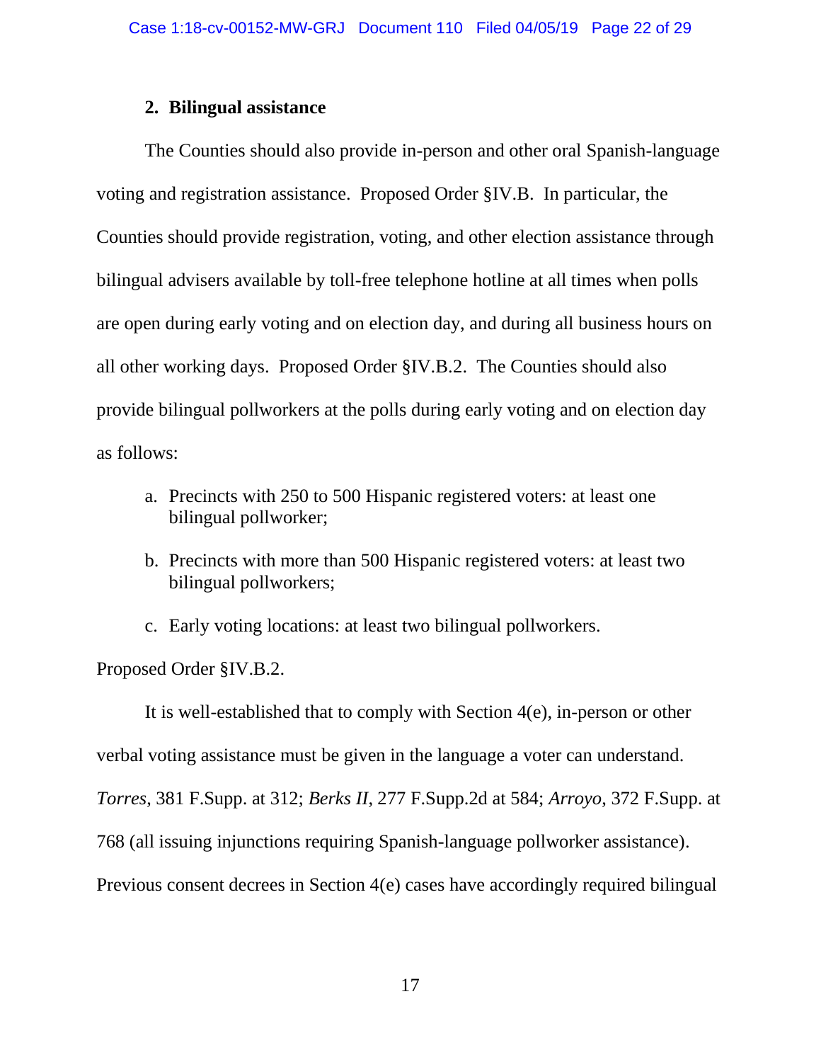### 2. Bilingual assistance

The Counties should also provide in-person and other oral Spanish-language voting and registration assistance. Proposed Order §IV.B. In particular, the Counties should provide registration, voting, and other election assistance through bilingual advisers available by toll-free telephone hotline at all times when polls are open during early voting and on election day, and during all business hours on all other working days. Proposed Order §IV.B.2. The Counties should also provide bilingual pollworkers at the polls during early voting and on election day as follows:

a. Precincts with 250 to 500 Hispanic registered voters: at least one bilingual pollworker;

b. Precincts with more than 500 Hispanic registered voters: at least two bilingual pollworkers;

c. Early voting locations: at least two bilingual pollworkers.

Proposed Order §IV.B.2.

It is well-established that to comply with Section 4(e), in-person or other verbal voting assistance must be given in the language a voter can understand. *Torres*, 381 F.Supp. at 312; *Berks II*, 277 F.Supp.2d at 584; *Arroyo*, 372 F.Supp. at 768 (all issuing injunctions requiring Spanish-language pollworker assistance). Previous consent decrees in Section 4(e) cases have accordingly required bilingual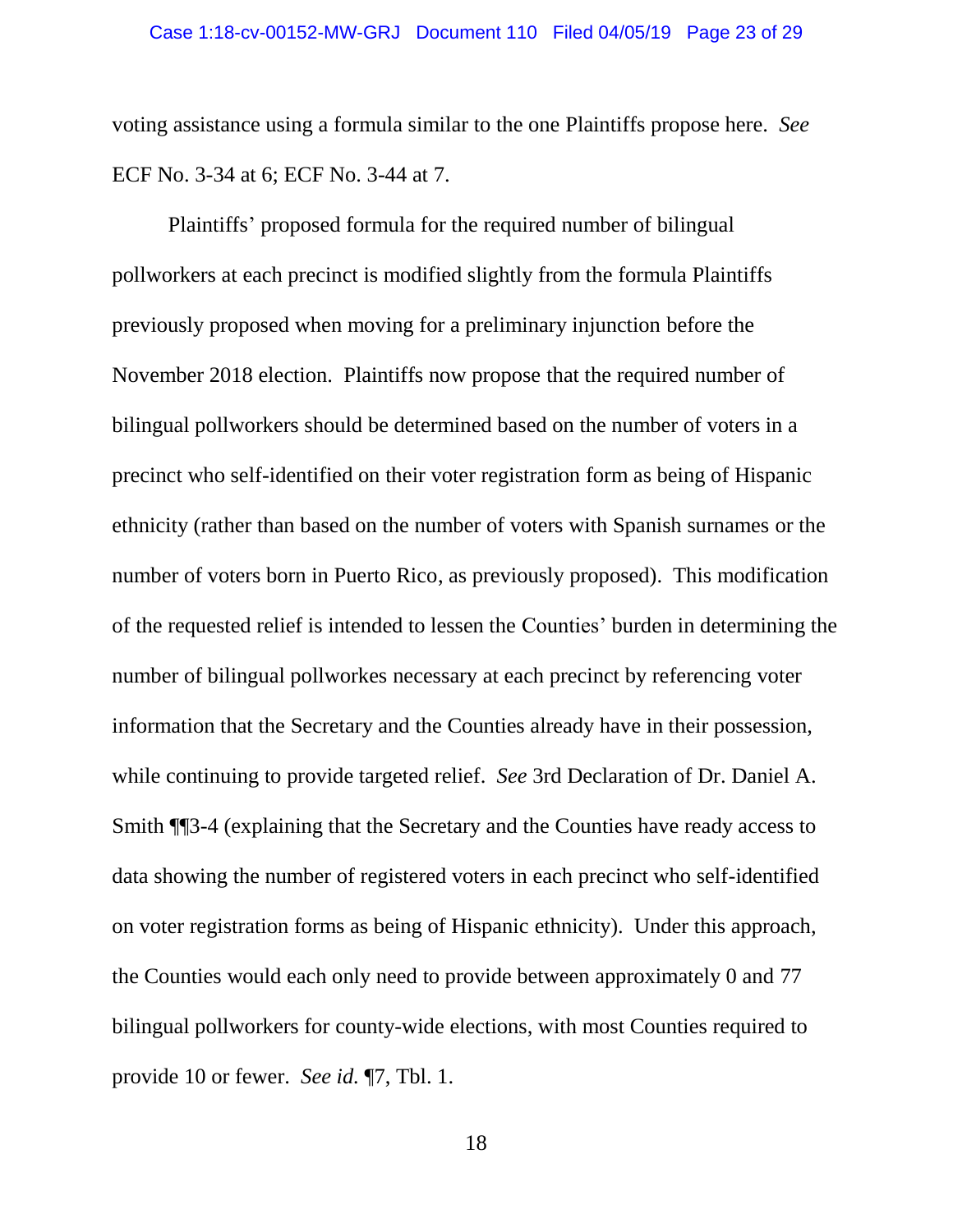voting assistance using a formula similar to the one Plaintiffs propose here. *See* ECF No. 3-34 at 6; ECF No. 3-44 at 7.

Plaintiffs' proposed formula for the required number of bilingual pollworkers at each precinct is modified slightly from the formula Plaintiffs previously proposed when moving for a preliminary injunction before the November 2018 election. Plaintiffs now propose that the required number of bilingual pollworkers should be determined based on the number of voters in a precinct who self-identified on their voter registration form as being of Hispanic ethnicity (rather than based on the number of voters with Spanish surnames or the number of voters born in Puerto Rico, as previously proposed). This modification of the requested relief is intended to lessen the Counties' burden in determining the number of bilingual pollworkes necessary at each precinct by referencing voter information that the Secretary and the Counties already have in their possession, while continuing to provide targeted relief. *See* 3rd Declaration of Dr. Daniel A. Smith ¶¶3-4 (explaining that the Secretary and the Counties have ready access to data showing the number of registered voters in each precinct who self-identified on voter registration forms as being of Hispanic ethnicity). Under this approach, the Counties would each only need to provide between approximately 0 and 77 bilingual pollworkers for county-wide elections, with most Counties required to provide 10 or fewer. *See id.* ¶7, Tbl. 1.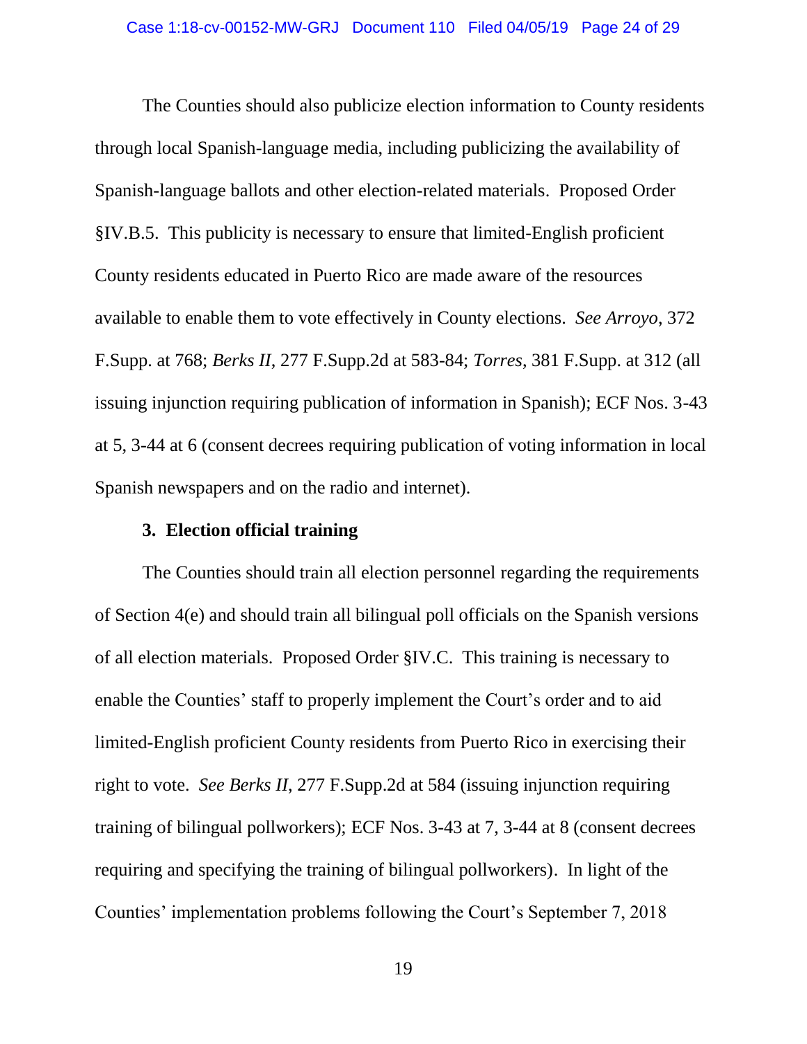The Counties should also publicize election information to County residents through local Spanish-language media, including publicizing the availability of Spanish-language ballots and other election-related materials. Proposed Order §IV.B.5. This publicity is necessary to ensure that limited-English proficient County residents educated in Puerto Rico are made aware of the resources available to enable them to vote effectively in County elections. *See Arroyo*, 372 F.Supp. at 768; *Berks II*, 277 F.Supp.2d at 583-84; *Torres*, 381 F.Supp. at 312 (all issuing injunction requiring publication of information in Spanish); ECF Nos. 3-43 at 5, 3-44 at 6 (consent decrees requiring publication of voting information in local Spanish newspapers and on the radio and internet).

**3. Election official training**

The Counties should train all election personnel regarding the requirements of Section 4(e) and should train all bilingual poll officials on the Spanish versions of all election materials. Proposed Order §IV.C. This training is necessary to enable the Counties' staff to properly implement the Court's order and to aid limited-English proficient County residents from Puerto Rico in exercising their right to vote. *See Berks II*, 277 F.Supp.2d at 584 (issuing injunction requiring training of bilingual pollworkers); ECF Nos. 3-43 at 7, 3-44 at 8 (consent decrees requiring and specifying the training of bilingual pollworkers). In light of the Counties' implementation problems following the Court's September 7, 2018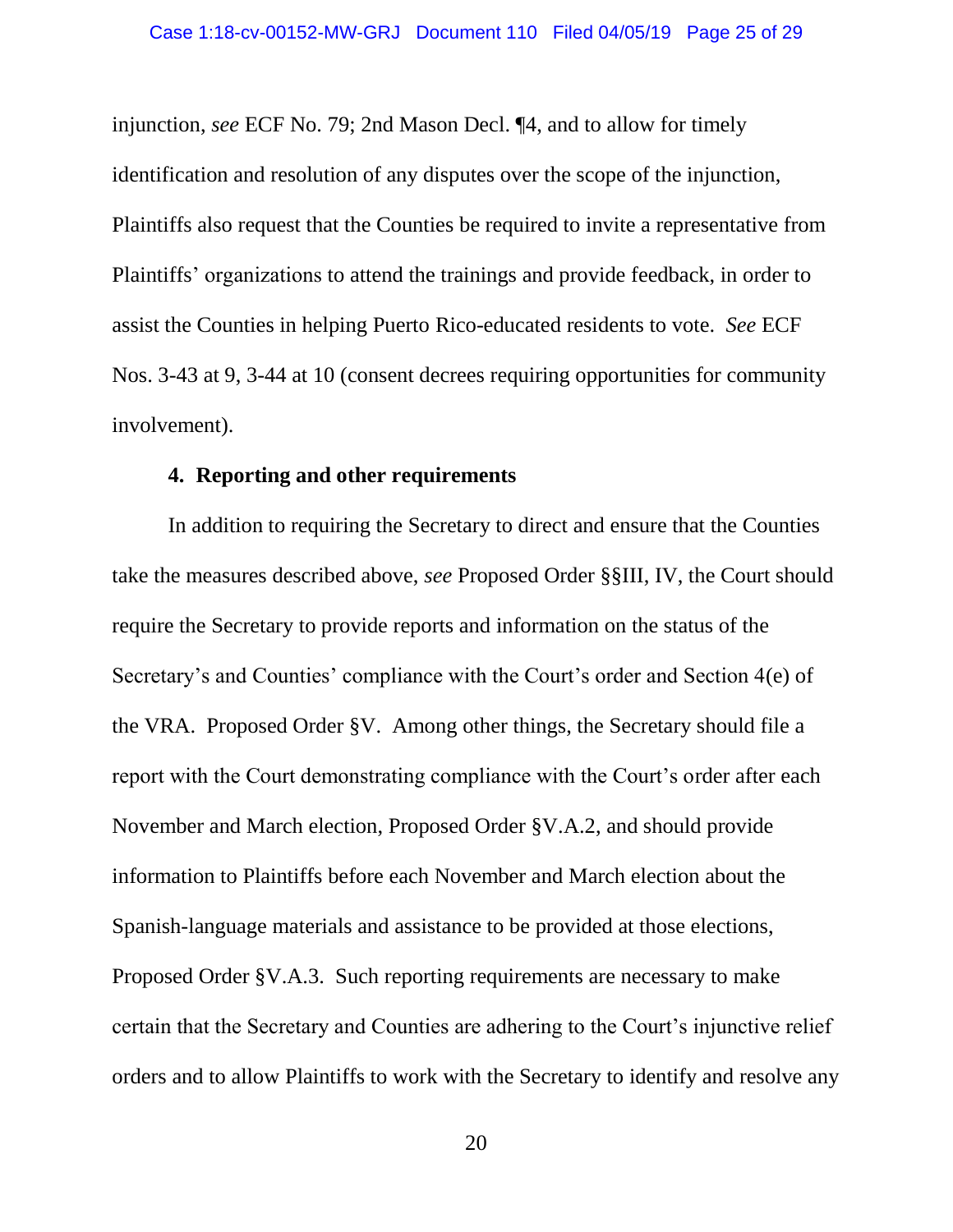injunction, *see* ECF No. 79; 2nd Mason Decl. ¶4, and to allow for timely identification and resolution of any disputes over the scope of the injunction, Plaintiffs also request that the Counties be required to invite a representative from Plaintiffs' organizations to attend the trainings and provide feedback, in order to assist the Counties in helping Puerto Rico-educated residents to vote. *See* ECF Nos. 3-43 at 9, 3-44 at 10 (consent decrees requiring opportunities for community involvement).

#### 4. Reporting and other requirements

In addition to requiring the Secretary to direct and ensure that the Counties take the measures described above, *see* Proposed Order §§III, IV, the Court should require the Secretary to provide reports and information on the status of the Secretary's and Counties' compliance with the Court's order and Section 4(e) of the VRA. Proposed Order §V. Among other things, the Secretary should file a report with the Court demonstrating compliance with the Court's order after each November and March election, Proposed Order §V.A.2, and should provide information to Plaintiffs before each November and March election about the Spanish-language materials and assistance to be provided at those elections, Proposed Order §V.A.3. Such reporting requirements are necessary to make certain that the Secretary and Counties are adhering to the Court's injunctive relief orders and to allow Plaintiffs to work with the Secretary to identify and resolve any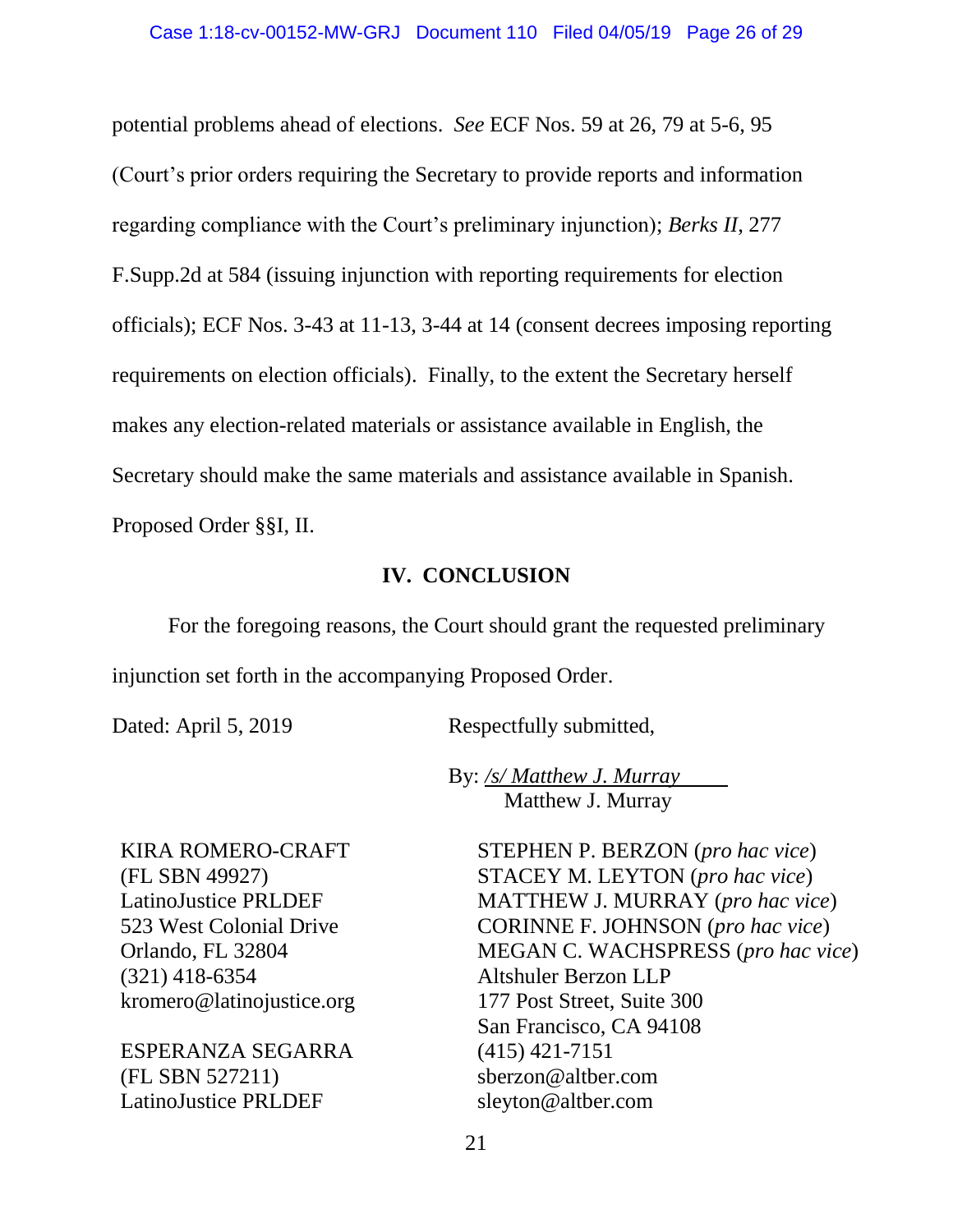potential problems ahead of elections. *See* ECF Nos. 59 at 26, 79 at 5-6, 95 (Court's prior orders requiring the Secretary to provide reports and information regarding compliance with the Court's preliminary injunction); *Berks II*, 277 F.Supp.2d at 584 (issuing injunction with reporting requirements for election officials); ECF Nos. 3-43 at 11-13, 3-44 at 14 (consent decrees imposing reporting requirements on election officials). Finally, to the extent the Secretary herself makes any election-related materials or assistance available in English, the Secretary should make the same materials and assistance available in Spanish. Proposed Order §§I, II.

## IV. CONCLUSION

For the foregoing reasons, the Court should grant the requested preliminary injunction set forth in the accompanying Proposed Order.

Dated: April 5, 2019

Respectfully submitted,

By: /s/ Matthew J. Murray
Matthew J. Murray

KIRA ROMERO-CRAFT
(FL SBN 49927)
LatinoJustice PRLDEF
523 West Colonial Drive
Orlando, FL 32804
(321) 418-6354
kromero@latinojustice.org

ESPERANZA SEGARRA
(FL SBN 527211)
LatinoJustice PRLDEF

STEPHEN P. BERZON (*pro hac vice*)
STACEY M. LEYTON (*pro hac vice*)
MATTHEW J. MURRAY (*pro hac vice*)
CORINNE F. JOHNSON (*pro hac vice*)
MEGAN C. WACHSPRESS (*pro hac vice*)
Altshuler Berzon LLP
177 Post Street, Suite 300
San Francisco, CA 94108
(415) 421-7151
sberzon@altber.com
sleyton@altber.com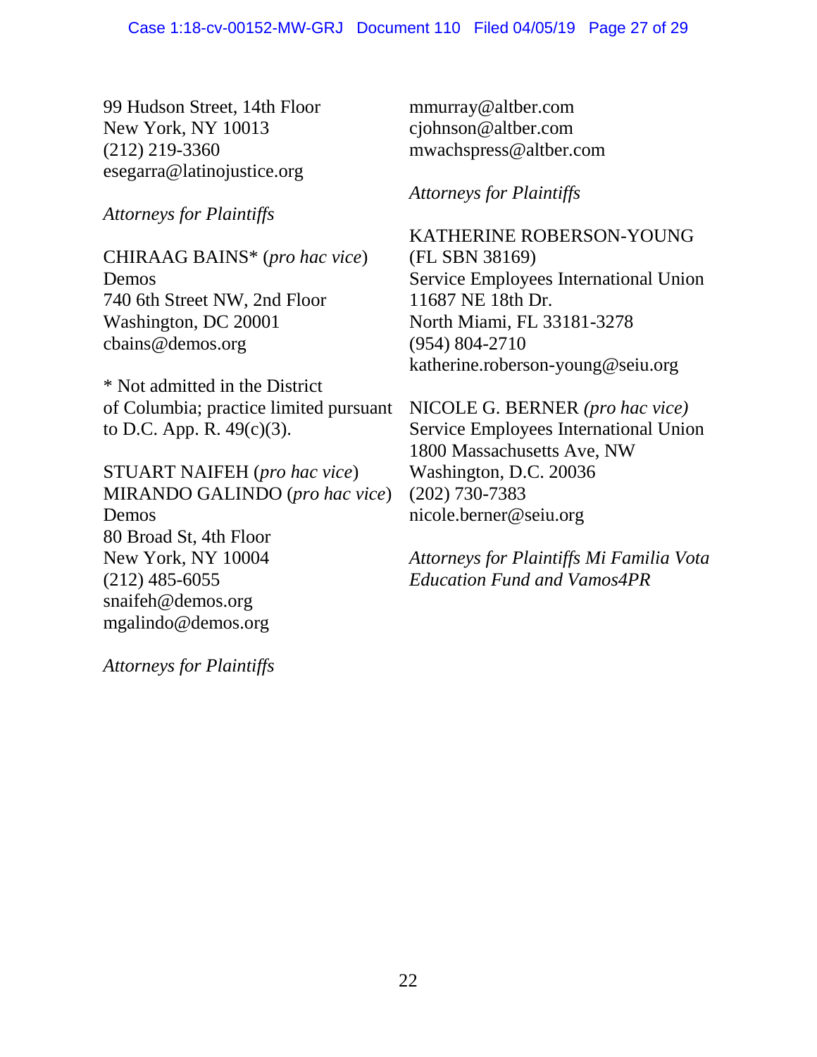99 Hudson Street, 14th Floor
New York, NY 10013
(212) 219-3360
esegarra@latinojustice.org

*Attorneys for Plaintiffs*

CHIRAAG BAINS* (*pro hac vice*)
Demos
740 6th Street NW, 2nd Floor
Washington, DC 20001
cbains@demos.org

* Not admitted in the District of Columbia; practice limited pursuant to D.C. App. R. 49(c)(3).

STUART NAIFEH (*pro hac vice*)
MIRANDO GALINDO (*pro hac vice*)
Demos
80 Broad St, 4th Floor
New York, NY 10004
(212) 485-6055
snaifeh@demos.org
mgalindo@demos.org

*Attorneys for Plaintiffs*

mmurray@altber.com
cjohnson@altber.com
mwachspress@altber.com

*Attorneys for Plaintiffs*

KATHERINE ROBERSON-YOUNG
(FL SBN 38169)
Service Employees International Union
11687 NE 18th Dr.
North Miami, FL 33181-3278
(954) 804-2710
katherine.roberson-young@seiu.org

NICOLE G. BERNER *(pro hac vice)*
Service Employees International Union
1800 Massachusetts Ave, NW
Washington, D.C. 20036
(202) 730-7383
nicole.berner@seiu.org

*Attorneys for Plaintiffs Mi Familia Vota Education Fund and Vamos4PR*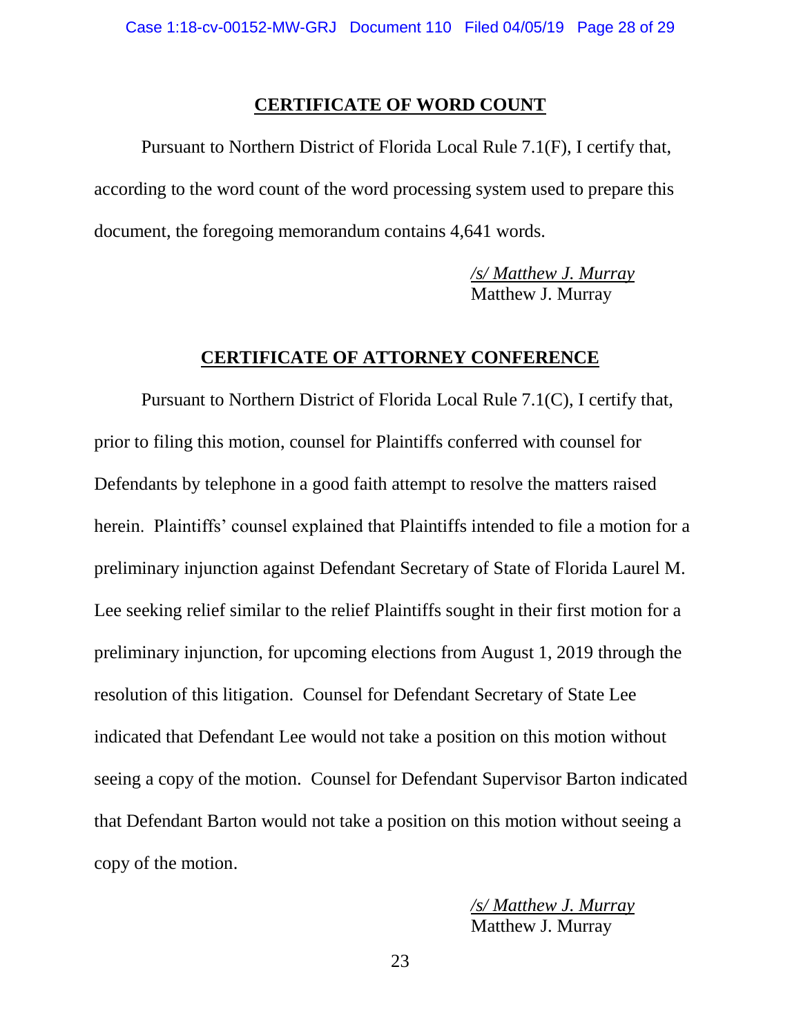## CERTIFICATE OF WORD COUNT

Pursuant to Northern District of Florida Local Rule 7.1(F), I certify that, according to the word count of the word processing system used to prepare this document, the foregoing memorandum contains 4,641 words.

*/s/ Matthew J. Murray*
Matthew J. Murray

## CERTIFICATE OF ATTORNEY CONFERENCE

Pursuant to Northern District of Florida Local Rule 7.1(C), I certify that, prior to filing this motion, counsel for Plaintiffs conferred with counsel for Defendants by telephone in a good faith attempt to resolve the matters raised herein. Plaintiffs' counsel explained that Plaintiffs intended to file a motion for a preliminary injunction against Defendant Secretary of State of Florida Laurel M. Lee seeking relief similar to the relief Plaintiffs sought in their first motion for a preliminary injunction, for upcoming elections from August 1, 2019 through the resolution of this litigation. Counsel for Defendant Secretary of State Lee indicated that Defendant Lee would not take a position on this motion without seeing a copy of the motion. Counsel for Defendant Supervisor Barton indicated that Defendant Barton would not take a position on this motion without seeing a copy of the motion.

*/s/ Matthew J. Murray*
Matthew J. Murray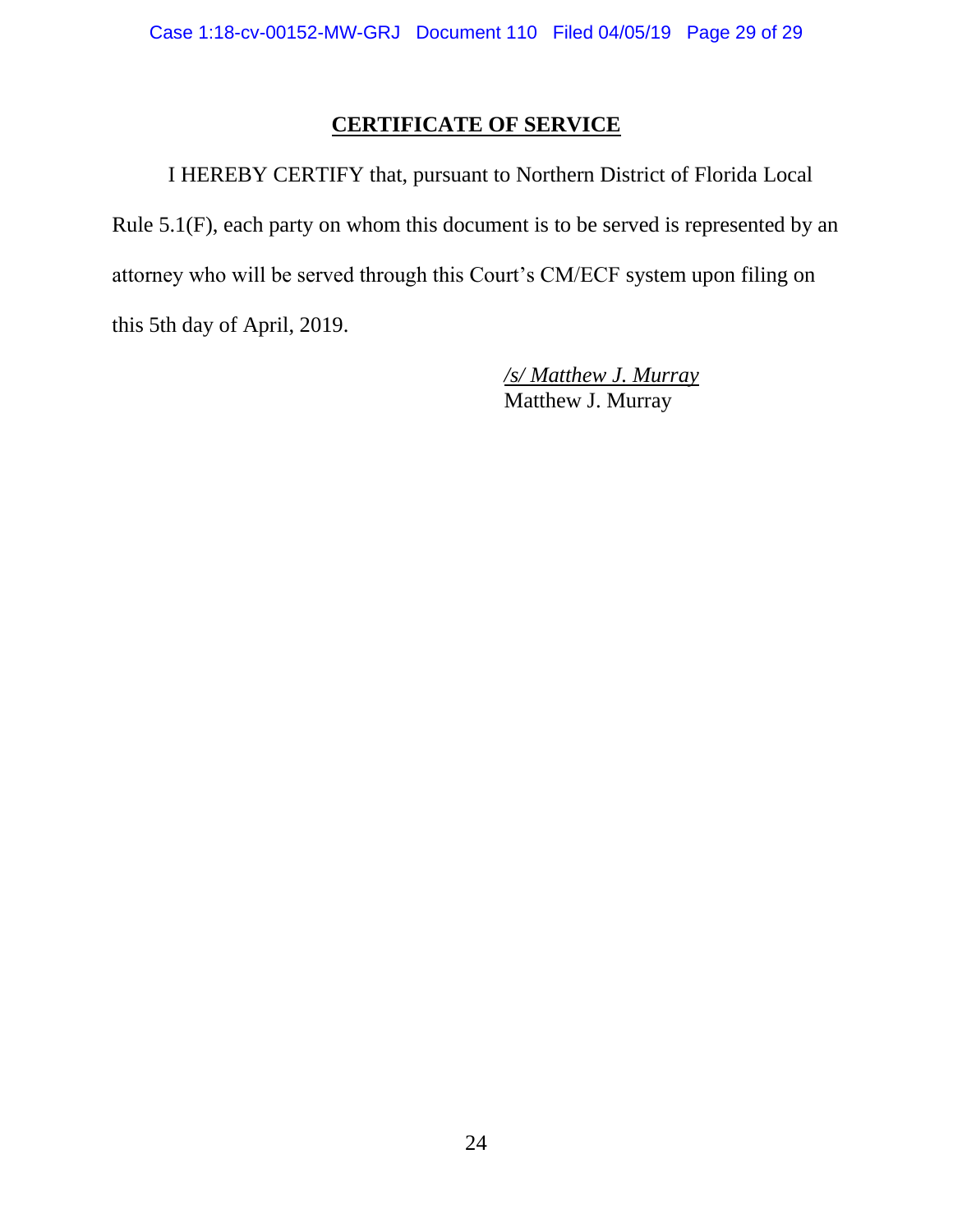## CERTIFICATE OF SERVICE

I HEREBY CERTIFY that, pursuant to Northern District of Florida Local Rule 5.1(F), each party on whom this document is to be served is represented by an attorney who will be served through this Court's CM/ECF system upon filing on this 5th day of April, 2019.

*/s/ Matthew J. Murray*
Matthew J. Murray